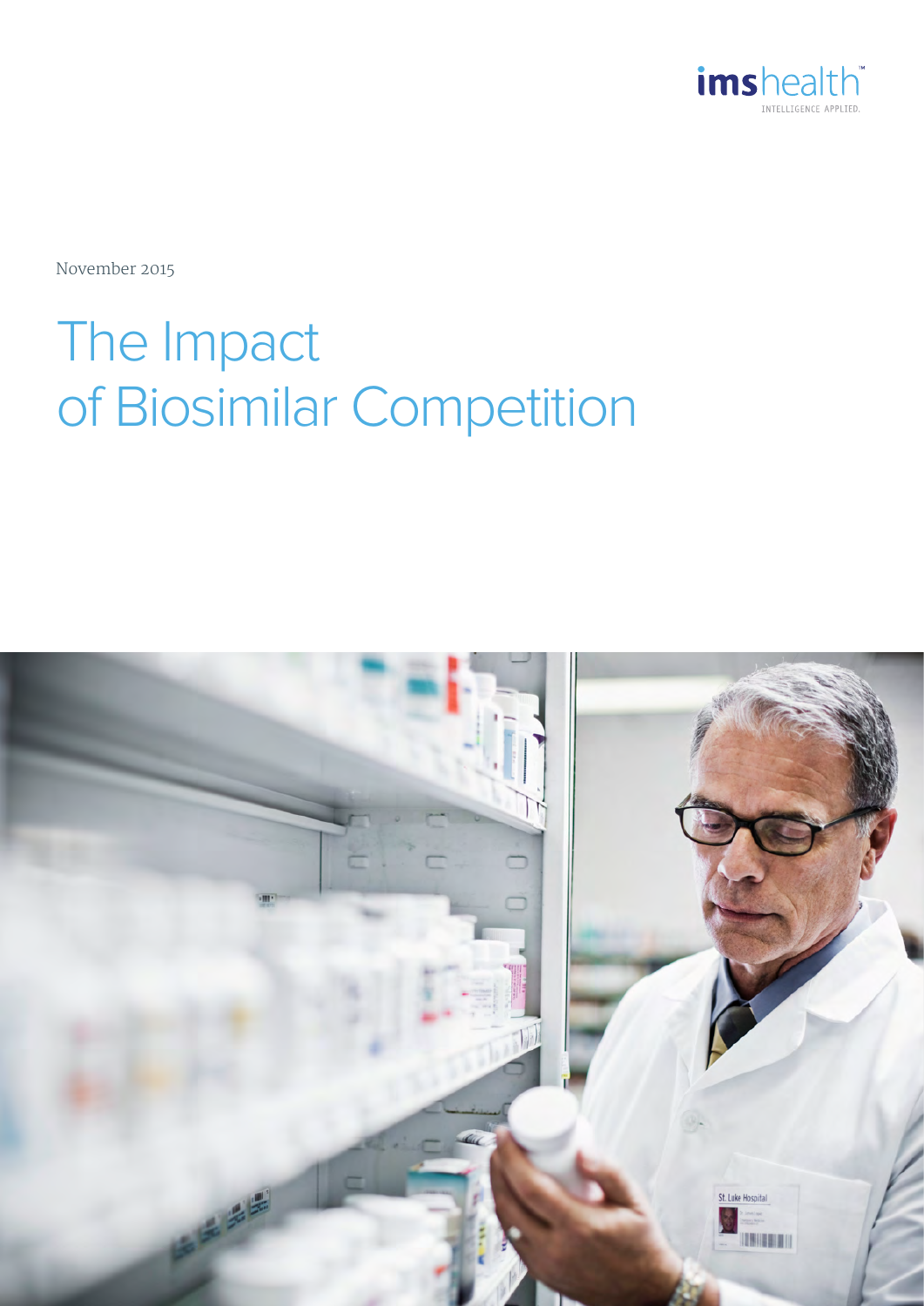imshealth
INTELLIGENCE APPLIED.

November 2015

# The Impact of Biosimilar Competition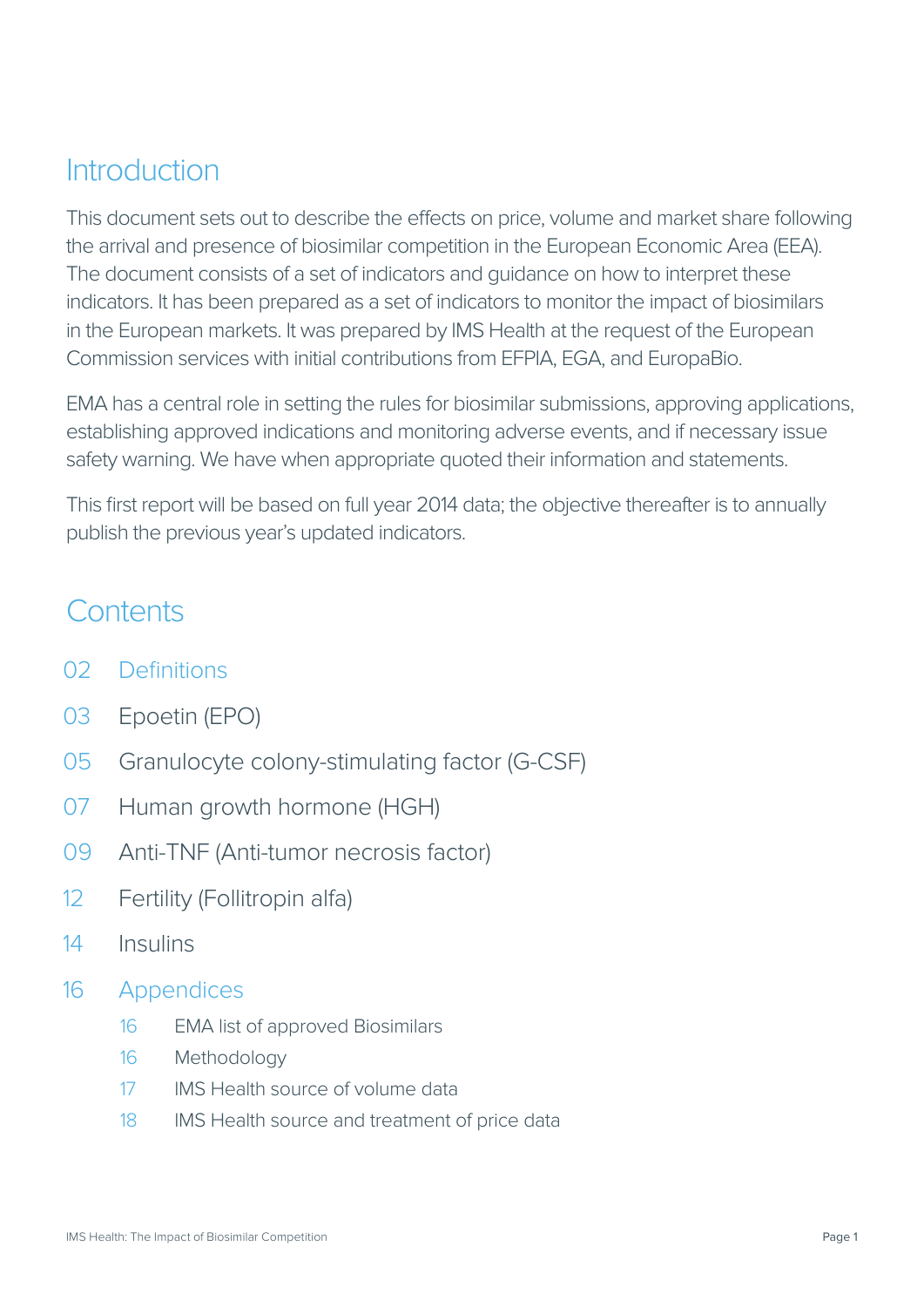## Introduction

This document sets out to describe the effects on price, volume and market share following the arrival and presence of biosimilar competition in the European Economic Area (EEA). The document consists of a set of indicators and guidance on how to interpret these indicators. It has been prepared as a set of indicators to monitor the impact of biosimilars in the European markets. It was prepared by IMS Health at the request of the European Commission services with initial contributions from EFPIA, EGA, and EuropaBio.

EMA has a central role in setting the rules for biosimilar submissions, approving applications, establishing approved indications and monitoring adverse events, and if necessary issue safety warning. We have when appropriate quoted their information and statements.

This first report will be based on full year 2014 data; the objective thereafter is to annually publish the previous year's updated indicators.

## Contents

- 02 Definitions
- 03 Epoetin (EPO)
- 05 Granulocyte colony-stimulating factor (G-CSF)
- 07 Human growth hormone (HGH)
- 09 Anti-TNF (Anti-tumor necrosis factor)
- 12 Fertility (Follitropin alfa)
- 14 Insulins
- 16 Appendices
  - 16 EMA list of approved Biosimilars
  - 16 Methodology
  - 17 IMS Health source of volume data
  - 18 IMS Health source and treatment of price data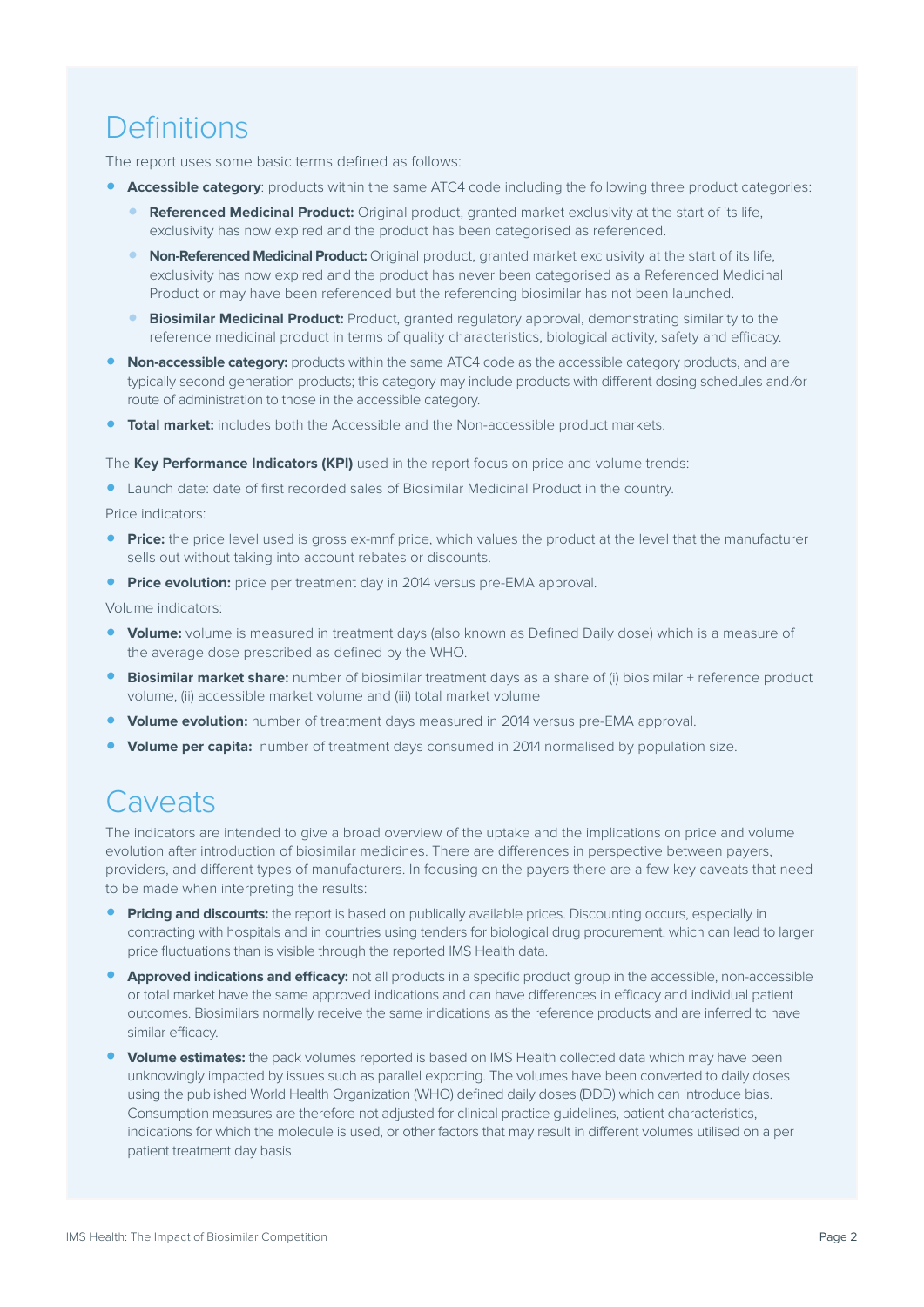## Definitions

The report uses some basic terms defined as follows:

- **Accessible category**: products within the same ATC4 code including the following three product categories:
  - **Referenced Medicinal Product:** Original product, granted market exclusivity at the start of its life, exclusivity has now expired and the product has been categorised as referenced.
  - **Non-Referenced Medicinal Product:** Original product, granted market exclusivity at the start of its life, exclusivity has now expired and the product has never been categorised as a Referenced Medicinal Product or may have been referenced but the referencing biosimilar has not been launched.
  - **Biosimilar Medicinal Product:** Product, granted regulatory approval, demonstrating similarity to the reference medicinal product in terms of quality characteristics, biological activity, safety and efficacy.
- **Non-accessible category:** products within the same ATC4 code as the accessible category products, and are typically second generation products; this category may include products with different dosing schedules and/or route of administration to those in the accessible category.
- **Total market:** includes both the Accessible and the Non-accessible product markets.

The **Key Performance Indicators (KPI)** used in the report focus on price and volume trends:

- Launch date: date of first recorded sales of Biosimilar Medicinal Product in the country.

Price indicators:

- **Price:** the price level used is gross ex-mnf price, which values the product at the level that the manufacturer sells out without taking into account rebates or discounts.
- **Price evolution:** price per treatment day in 2014 versus pre-EMA approval.

Volume indicators:

- **Volume:** volume is measured in treatment days (also known as Defined Daily dose) which is a measure of the average dose prescribed as defined by the WHO.
- **Biosimilar market share:** number of biosimilar treatment days as a share of (i) biosimilar + reference product volume, (ii) accessible market volume and (iii) total market volume
- **Volume evolution:** number of treatment days measured in 2014 versus pre-EMA approval.
- **Volume per capita:** number of treatment days consumed in 2014 normalised by population size.

## Caveats

The indicators are intended to give a broad overview of the uptake and the implications on price and volume evolution after introduction of biosimilar medicines. There are differences in perspective between payers, providers, and different types of manufacturers. In focusing on the payers there are a few key caveats that need to be made when interpreting the results:

- **Pricing and discounts:** the report is based on publically available prices. Discounting occurs, especially in contracting with hospitals and in countries using tenders for biological drug procurement, which can lead to larger price fluctuations than is visible through the reported IMS Health data.
- **Approved indications and efficacy:** not all products in a specific product group in the accessible, non-accessible or total market have the same approved indications and can have differences in efficacy and individual patient outcomes. Biosimilars normally receive the same indications as the reference products and are inferred to have similar efficacy.
- **Volume estimates:** the pack volumes reported is based on IMS Health collected data which may have been unknowingly impacted by issues such as parallel exporting. The volumes have been converted to daily doses using the published World Health Organization (WHO) defined daily doses (DDD) which can introduce bias. Consumption measures are therefore not adjusted for clinical practice guidelines, patient characteristics, indications for which the molecule is used, or other factors that may result in different volumes utilised on a per patient treatment day basis.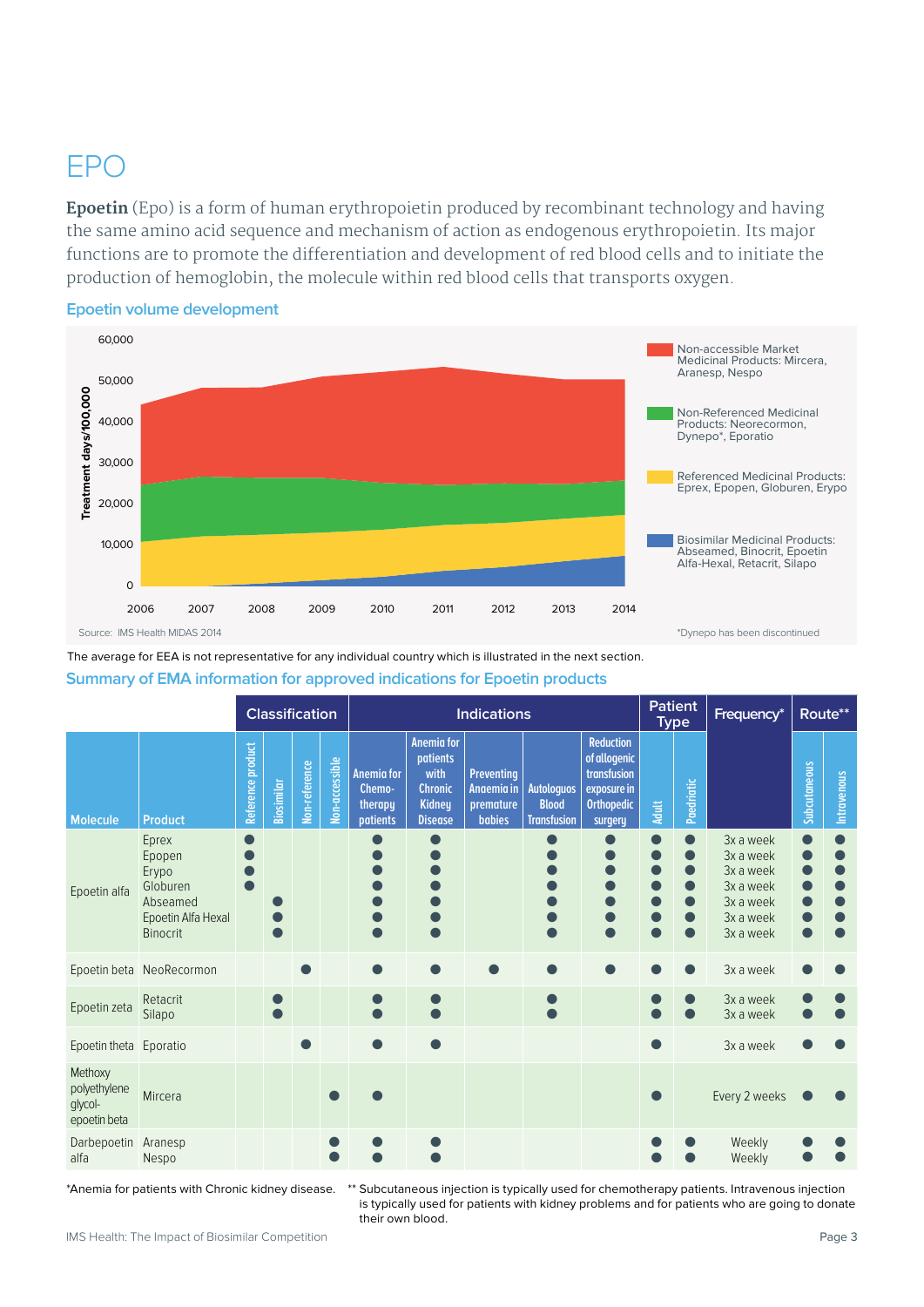# EPO

**Epoetin** (Epo) is a form of human erythropoietin produced by recombinant technology and having the same amino acid sequence and mechanism of action as endogenous erythropoietin. Its major functions are to promote the differentiation and development of red blood cells and to initiate the production of hemoglobin, the molecule within red blood cells that transports oxygen.

## Epoetin volume development

Y-axis: Treatment days/100,000 (0 to 60,000); X-axis: 2006–2014

- Non-accessible Market Medicinal Products: Mircera, Aranesp, Nespo
- Non-Referenced Medicinal Products: Neorecormon, Dynepo*, Eporatio
- Referenced Medicinal Products: Eprex, Epopen, Globuren, Erypo
- Biosimilar Medicinal Products: Abseamed, Binocrit, Epoetin Alfa-Hexal, Retacrit, Silapo

Source: IMS Health MIDAS 2014

*Dynepo has been discontinued

The average for EEA is not representative for any individual country which is illustrated in the next section.

## Summary of EMA information for approved indications for Epoetin products

| | | Classification | | | | Indications | | | | | Patient Type | | Frequency* | Route** | |
|---|---|---|---|---|---|---|---|---|---|---|---|---|---|---|---|
| Molecule | Product | Reference product | Biosimilar | Non-reference | Non-accessible | Anemia for Chemo-therapy patients | Anemia for patients with Chronic Kidney Disease | Preventing Anaemia in premature babies | Autologuos Blood Transfusion | Reduction of allogenic transfusion exposure in Orthopedic surgery | Adult | Paedriatic | | Subcutaneous | Intravenous |
| Epoetin alfa | Eprex | ● | | | | ● | ● | | ● | ● | ● | ● | 3x a week | ● | ● |
| | Epopen | ● | | | | ● | ● | | ● | ● | ● | ● | 3x a week | ● | ● |
| | Erypo | ● | | | | ● | ● | | ● | ● | ● | ● | 3x a week | ● | ● |
| | Globuren | ● | | | | ● | ● | | ● | ● | ● | ● | 3x a week | ● | ● |
| | Abseamed | | ● | | | ● | ● | | ● | ● | ● | ● | 3x a week | ● | ● |
| | Epoetin Alfa Hexal | | ● | | | ● | ● | | ● | ● | ● | ● | 3x a week | ● | ● |
| | Binocrit | | ● | | | ● | ● | | ● | ● | ● | ● | 3x a week | ● | ● |
| Epoetin beta | NeoRecormon | | | ● | | ● | ● | ● | ● | ● | ● | ● | 3x a week | ● | ● |
| Epoetin zeta | Retacrit | | ● | | | ● | ● | | ● | | ● | ● | 3x a week | ● | ● |
| | Silapo | | ● | | | ● | ● | | ● | | ● | ● | 3x a week | ● | ● |
| Epoetin theta | Eporatio | | | ● | | ● | ● | | | | ● | | 3x a week | ● | ● |
| Methoxy polyethylene glycol-epoetin beta | Mircera | | | | ● | ● | | | | | ● | | Every 2 weeks | ● | ● |
| Darbepoetin alfa | Aranesp | | | | ● | ● | ● | | | | ● | ● | Weekly | ● | ● |
| | Nespo | | | | ● | ● | ● | | | | ● | ● | Weekly | ● | ● |

*Anemia for patients with Chronic kidney disease.

** Subcutaneous injection is typically used for chemotherapy patients. Intravenous injection is typically used for patients with kidney problems and for patients who are going to donate their own blood.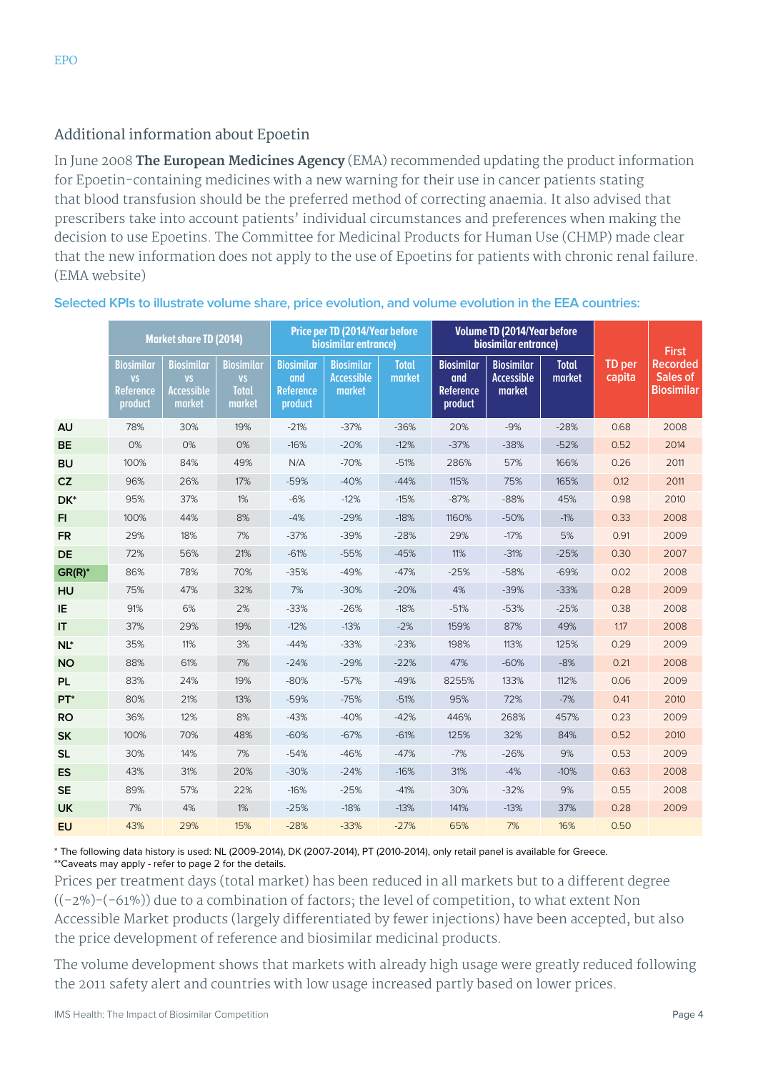EPO

## Additional information about Epoetin

In June 2008 **The European Medicines Agency** (EMA) recommended updating the product information for Epoetin-containing medicines with a new warning for their use in cancer patients stating that blood transfusion should be the preferred method of correcting anaemia. It also advised that prescribers take into account patients' individual circumstances and preferences when making the decision to use Epoetins. The Committee for Medicinal Products for Human Use (CHMP) made clear that the new information does not apply to the use of Epoetins for patients with chronic renal failure. (EMA website)

Selected KPIs to illustrate volume share, price evolution, and volume evolution in the EEA countries:

| | Market share TD (2014) | | | Price per TD (2014/Year before biosimilar entrance) | | | Volume TD (2014/Year before biosimilar entrance) | | | TD per capita | First Recorded Sales of Biosimilar |
|---|---|---|---|---|---|---|---|---|---|---|---|
| | Biosimilar vs Reference product | Biosimilar vs Accessible market | Biosimilar vs Total market | Biosimilar and Reference product | Biosimilar Accessible market | Total market | Biosimilar and Reference product | Biosimilar Accessible market | Total market | | |
| AU | 78% | 30% | 19% | -21% | -37% | -36% | 20% | -9% | -28% | 0.68 | 2008 |
| BE | 0% | 0% | 0% | -16% | -20% | -12% | -37% | -38% | -52% | 0.52 | 2014 |
| BU | 100% | 84% | 49% | N/A | -70% | -51% | 286% | 57% | 166% | 0.26 | 2011 |
| CZ | 96% | 26% | 17% | -59% | -40% | -44% | 115% | 75% | 165% | 0.12 | 2011 |
| DK* | 95% | 37% | 1% | -6% | -12% | -15% | -87% | -88% | 45% | 0.98 | 2010 |
| FI | 100% | 44% | 8% | -4% | -29% | -18% | 1160% | -50% | -1% | 0.33 | 2008 |
| FR | 29% | 18% | 7% | -37% | -39% | -28% | 29% | -17% | 5% | 0.91 | 2009 |
| DE | 72% | 56% | 21% | -61% | -55% | -45% | 11% | -31% | -25% | 0.30 | 2007 |
| GR(R)* | 86% | 78% | 70% | -35% | -49% | -47% | -25% | -58% | -69% | 0.02 | 2008 |
| HU | 75% | 47% | 32% | 7% | -30% | -20% | 4% | -39% | -33% | 0.28 | 2009 |
| IE | 91% | 6% | 2% | -33% | -26% | -18% | -51% | -53% | -25% | 0.38 | 2008 |
| IT | 37% | 29% | 19% | -12% | -13% | -2% | 159% | 87% | 49% | 1.17 | 2008 |
| NL* | 35% | 11% | 3% | -44% | -33% | -23% | 198% | 113% | 125% | 0.29 | 2009 |
| NO | 88% | 61% | 7% | -24% | -29% | -22% | 47% | -60% | -8% | 0.21 | 2008 |
| PL | 83% | 24% | 19% | -80% | -57% | -49% | 8255% | 133% | 112% | 0.06 | 2009 |
| PT* | 80% | 21% | 13% | -59% | -75% | -51% | 95% | 72% | -7% | 0.41 | 2010 |
| RO | 36% | 12% | 8% | -43% | -40% | -42% | 446% | 268% | 457% | 0.23 | 2009 |
| SK | 100% | 70% | 48% | -60% | -67% | -61% | 125% | 32% | 84% | 0.52 | 2010 |
| SL | 30% | 14% | 7% | -54% | -46% | -47% | -7% | -26% | 9% | 0.53 | 2009 |
| ES | 43% | 31% | 20% | -30% | -24% | -16% | 31% | -4% | -10% | 0.63 | 2008 |
| SE | 89% | 57% | 22% | -16% | -25% | -41% | 30% | -32% | 9% | 0.55 | 2008 |
| UK | 7% | 4% | 1% | -25% | -18% | -13% | 141% | -13% | 37% | 0.28 | 2009 |
| EU | 43% | 29% | 15% | -28% | -33% | -27% | 65% | 7% | 16% | 0.50 | |

\* The following data history is used: NL (2009-2014), DK (2007-2014), PT (2010-2014), only retail panel is available for Greece.
\*\*Caveats may apply - refer to page 2 for the details.

Prices per treatment days (total market) has been reduced in all markets but to a different degree ((-2%)-(-61%)) due to a combination of factors; the level of competition, to what extent Non Accessible Market products (largely differentiated by fewer injections) have been accepted, but also the price development of reference and biosimilar medicinal products.

The volume development shows that markets with already high usage were greatly reduced following the 2011 safety alert and countries with low usage increased partly based on lower prices.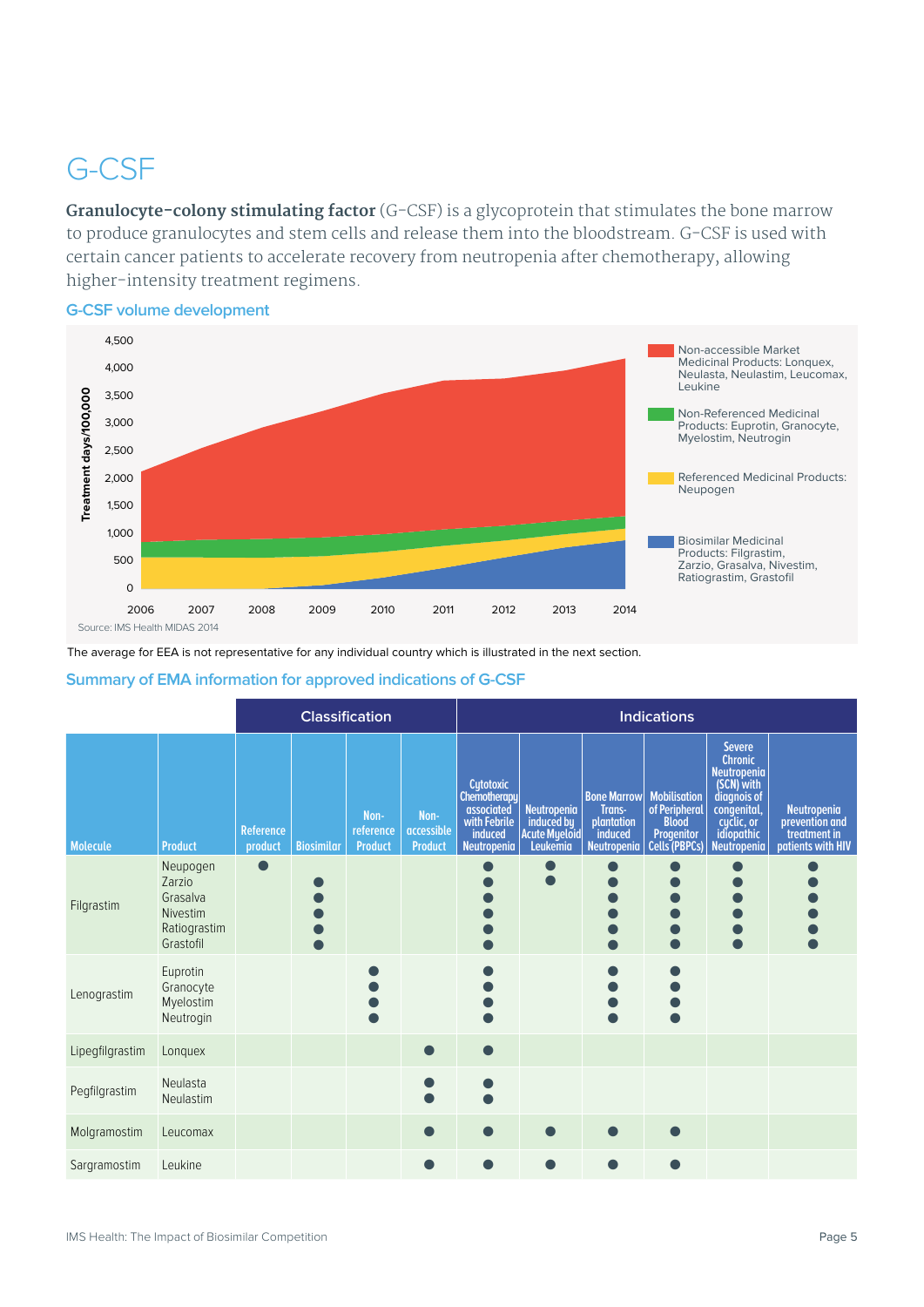# G-CSF

**Granulocyte-colony stimulating factor** (G-CSF) is a glycoprotein that stimulates the bone marrow to produce granulocytes and stem cells and release them into the bloodstream. G-CSF is used with certain cancer patients to accelerate recovery from neutropenia after chemotherapy, allowing higher-intensity treatment regimens.

## G-CSF volume development

Treatment days/100,000 (2006–2014)

- Non-accessible Market Medicinal Products: Lonquex, Neulasta, Neulastim, Leucomax, Leukine
- Non-Referenced Medicinal Products: Euprotin, Granocyte, Myelostim, Neutrogin
- Referenced Medicinal Products: Neupogen
- Biosimilar Medicinal Products: Filgrastim, Zarzio, Grasalva, Nivestim, Ratiograstim, Grastofil

Source: IMS Health MIDAS 2014

The average for EEA is not representative for any individual country which is illustrated in the next section.

## Summary of EMA information for approved indications of G-CSF

| | | Classification | | | | Indications | | | | | |
|---|---|---|---|---|---|---|---|---|---|---|---|
| **Molecule** | **Product** | **Reference product** | **Biosimilar** | **Non-reference Product** | **Non-accessible Product** | **Cytotoxic Chemotherapy associated with Febrile induced Neutropenia** | **Neutropenia induced by Acute Myeloid Leukemia** | **Bone Marrow Trans-plantation induced Neutropenia** | **Mobilisation of Peripheral Blood Progenitor Cells (PBPCs)** | **Severe Chronic Neutropenia (SCN) with diagnosis of congenital, cyclic, or idiopathic Neutropenia** | **Neutropenia prevention and treatment in patients with HIV** |
| Filgrastim | Neupogen | ● | | | | ● | ● | ● | ● | ● | ● |
| | Zarzio | | ● | | | ● | ● | ● | ● | ● | ● |
| | Grasalva | | ● | | | ● | | ● | ● | ● | ● |
| | Nivestim | | ● | | | ● | | ● | ● | ● | ● |
| | Ratiograstim | | ● | | | ● | | ● | ● | ● | ● |
| | Grastofil | | ● | | | ● | | ● | ● | ● | ● |
| Lenograstim | Euprotin | | | ● | | ● | | ● | ● | | |
| | Granocyte | | | ● | | ● | | ● | ● | | |
| | Myelostim | | | ● | | ● | | ● | ● | | |
| | Neutrogin | | | ● | | ● | | ● | ● | | |
| Lipegfilgrastim | Lonquex | | | | ● | ● | | | | | |
| Pegfilgrastim | Neulasta | | | | ● | ● | | | | | |
| | Neulastim | | | | ● | ● | | | | | |
| Molgramostim | Leucomax | | | | ● | ● | ● | ● | ● | | |
| Sargramostim | Leukine | | | | ● | ● | ● | ● | ● | | |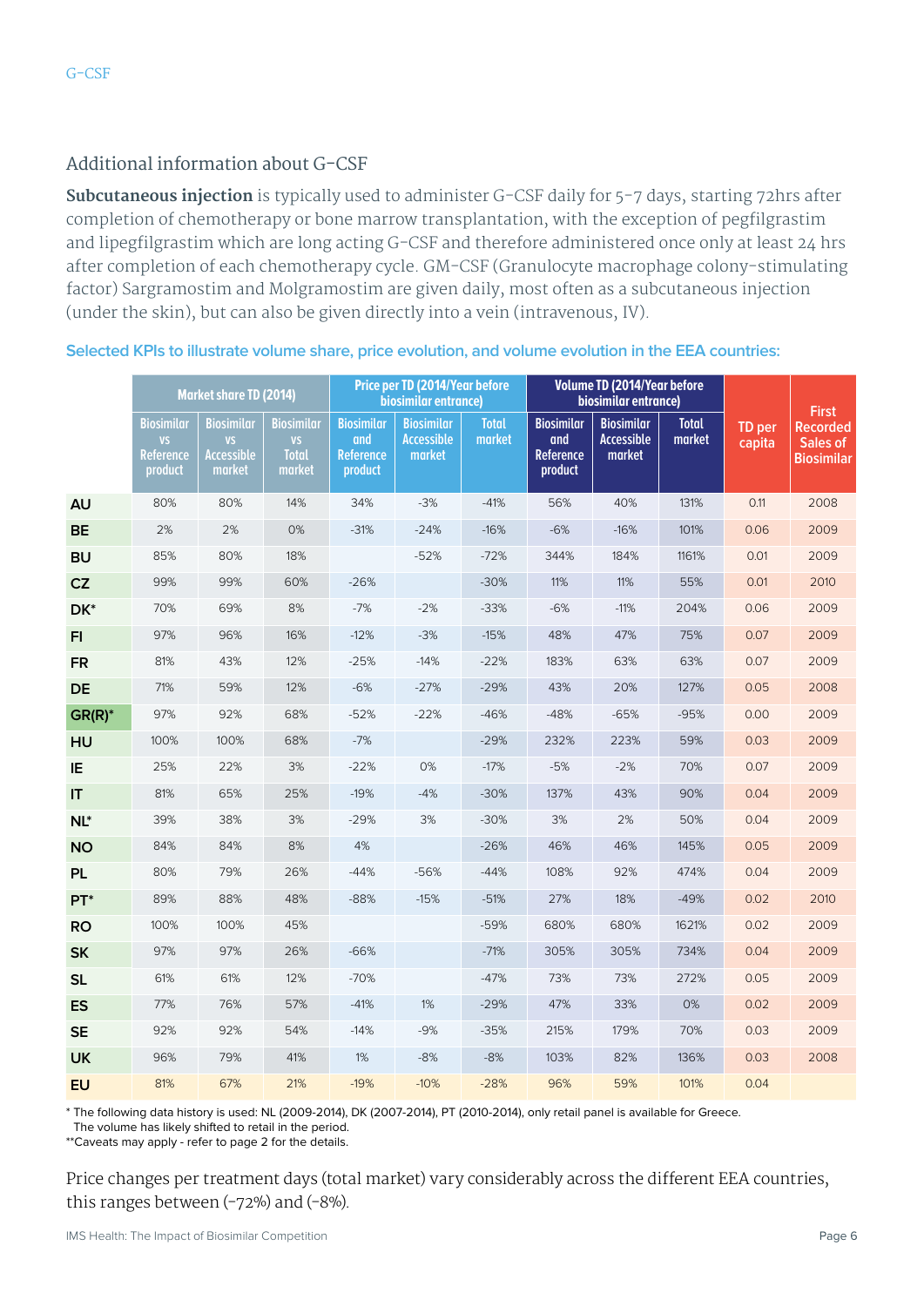G-CSF

## Additional information about G-CSF

**Subcutaneous injection** is typically used to administer G-CSF daily for 5-7 days, starting 72hrs after completion of chemotherapy or bone marrow transplantation, with the exception of pegfilgrastim and lipegfilgrastim which are long acting G-CSF and therefore administered once only at least 24 hrs after completion of each chemotherapy cycle. GM-CSF (Granulocyte macrophage colony-stimulating factor) Sargramostim and Molgramostim are given daily, most often as a subcutaneous injection (under the skin), but can also be given directly into a vein (intravenous, IV).

### Selected KPIs to illustrate volume share, price evolution, and volume evolution in the EEA countries:

| | Market share TD (2014) | | | Price per TD (2014/Year before biosimilar entrance) | | | Volume TD (2014/Year before biosimilar entrance) | | | TD per capita | First Recorded Sales of Biosimilar |
|---|---|---|---|---|---|---|---|---|---|---|---|
| | Biosimilar vs Reference product | Biosimilar vs Accessible market | Biosimilar vs Total market | Biosimilar and Reference product | Biosimilar Accessible market | Total market | Biosimilar and Reference product | Biosimilar Accessible market | Total market | | |
| **AU** | 80% | 80% | 14% | 34% | -3% | -41% | 56% | 40% | 131% | 0.11 | 2008 |
| **BE** | 2% | 2% | 0% | -31% | -24% | -16% | -6% | -16% | 101% | 0.06 | 2009 |
| **BU** | 85% | 80% | 18% | | -52% | -72% | 344% | 184% | 1161% | 0.01 | 2009 |
| **CZ** | 99% | 99% | 60% | -26% | | -30% | 11% | 11% | 55% | 0.01 | 2010 |
| **DK*** | 70% | 69% | 8% | -7% | -2% | -33% | -6% | -11% | 204% | 0.06 | 2009 |
| **FI** | 97% | 96% | 16% | -12% | -3% | -15% | 48% | 47% | 75% | 0.07 | 2009 |
| **FR** | 81% | 43% | 12% | -25% | -14% | -22% | 183% | 63% | 63% | 0.07 | 2009 |
| **DE** | 71% | 59% | 12% | -6% | -27% | -29% | 43% | 20% | 127% | 0.05 | 2008 |
| **GR(R)*** | 97% | 92% | 68% | -52% | -22% | -46% | -48% | -65% | -95% | 0.00 | 2009 |
| **HU** | 100% | 100% | 68% | -7% | | -29% | 232% | 223% | 59% | 0.03 | 2009 |
| **IE** | 25% | 22% | 3% | -22% | 0% | -17% | -5% | -2% | 70% | 0.07 | 2009 |
| **IT** | 81% | 65% | 25% | -19% | -4% | -30% | 137% | 43% | 90% | 0.04 | 2009 |
| **NL*** | 39% | 38% | 3% | -29% | 3% | -30% | 3% | 2% | 50% | 0.04 | 2009 |
| **NO** | 84% | 84% | 8% | 4% | | -26% | 46% | 46% | 145% | 0.05 | 2009 |
| **PL** | 80% | 79% | 26% | -44% | -56% | -44% | 108% | 92% | 474% | 0.04 | 2009 |
| **PT*** | 89% | 88% | 48% | -88% | -15% | -51% | 27% | 18% | -49% | 0.02 | 2010 |
| **RO** | 100% | 100% | 45% | | | -59% | 680% | 680% | 1621% | 0.02 | 2009 |
| **SK** | 97% | 97% | 26% | -66% | | -71% | 305% | 305% | 734% | 0.04 | 2009 |
| **SL** | 61% | 61% | 12% | -70% | | -47% | 73% | 73% | 272% | 0.05 | 2009 |
| **ES** | 77% | 76% | 57% | -41% | 1% | -29% | 47% | 33% | 0% | 0.02 | 2009 |
| **SE** | 92% | 92% | 54% | -14% | -9% | -35% | 215% | 179% | 70% | 0.03 | 2009 |
| **UK** | 96% | 79% | 41% | 1% | -8% | -8% | 103% | 82% | 136% | 0.03 | 2008 |
| **EU** | 81% | 67% | 21% | -19% | -10% | -28% | 96% | 59% | 101% | 0.04 | |

* The following data history is used: NL (2009-2014), DK (2007-2014), PT (2010-2014), only retail panel is available for Greece. The volume has likely shifted to retail in the period.
**Caveats may apply - refer to page 2 for the details.

Price changes per treatment days (total market) vary considerably across the different EEA countries, this ranges between (-72%) and (-8%).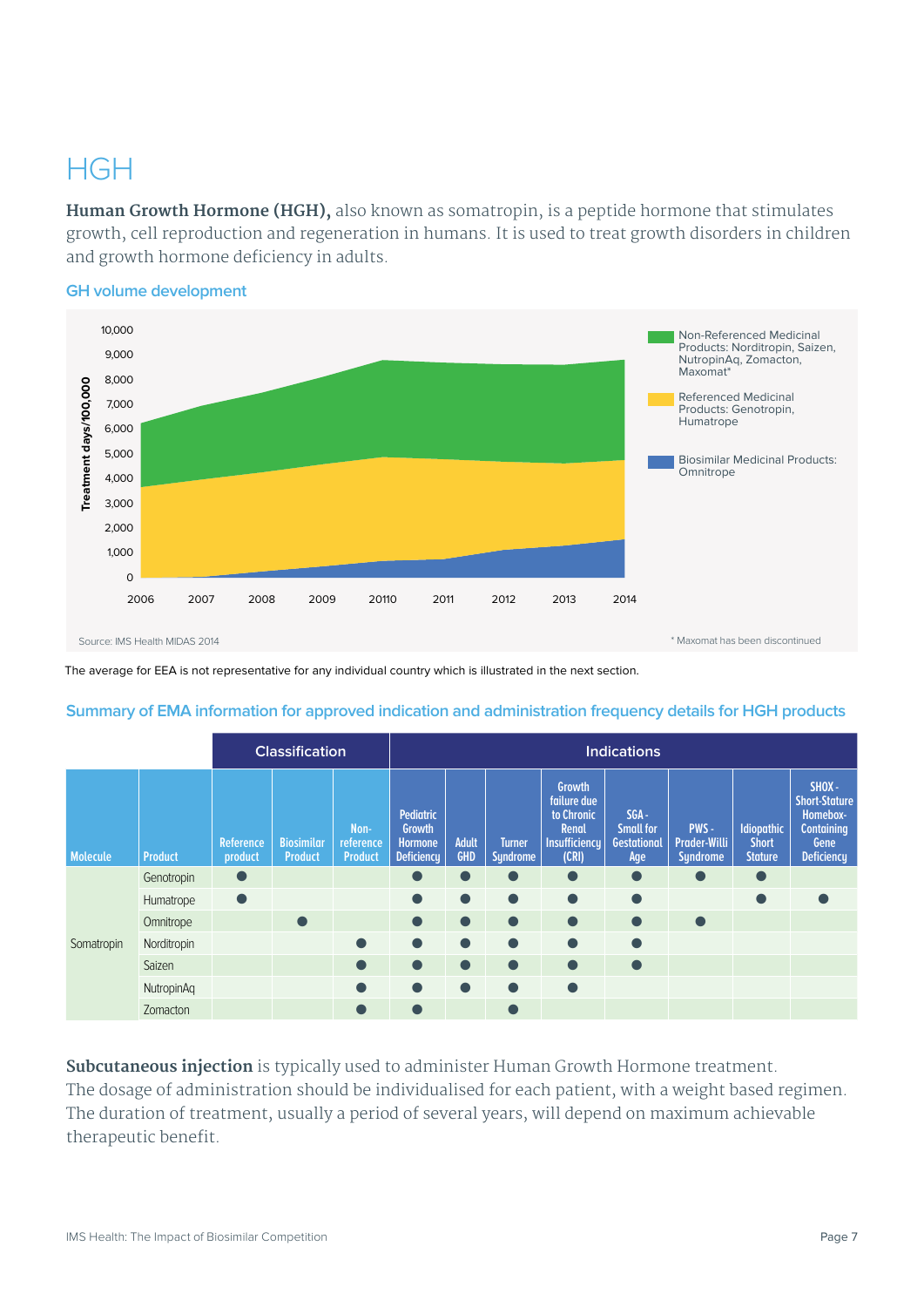# HGH

**Human Growth Hormone (HGH),** also known as somatropin, is a peptide hormone that stimulates growth, cell reproduction and regeneration in humans. It is used to treat growth disorders in children and growth hormone deficiency in adults.

### GH volume development

Source: IMS Health MIDAS 2014

* Maxomat has been discontinued

The average for EEA is not representative for any individual country which is illustrated in the next section.

### Summary of EMA information for approved indication and administration frequency details for HGH products

| | | Classification | | | Indications | | | | | | | |
|---|---|---|---|---|---|---|---|---|---|---|---|---|
| **Molecule** | **Product** | **Reference product** | **Biosimilar Product** | **Non-reference Product** | **Pediatric Growth Hormone Deficiency** | **Adult GHD** | **Turner Syndrome** | **Growth failure due to Chronic Renal Insufficiency (CRI)** | **SGA - Small for Gestational Age** | **PWS - Prader-Willi Syndrome** | **Idiopathic Short Stature** | **SHOX - Short-Stature Homebox-Containing Gene Deficiency** |
| Somatropin | Genotropin | ● | | | ● | ● | ● | ● | ● | ● | ● | |
| | Humatrope | ● | | | ● | ● | ● | ● | ● | | ● | ● |
| | Omnitrope | | ● | | ● | ● | ● | ● | ● | ● | | |
| | Norditropin | | | ● | ● | ● | ● | ● | ● | | | |
| | Saizen | | | ● | ● | ● | ● | ● | ● | | | |
| | NutropinAq | | | ● | ● | ● | ● | ● | | | | |
| | Zomacton | | | ● | ● | | ● | | | | | |

**Subcutaneous injection** is typically used to administer Human Growth Hormone treatment. The dosage of administration should be individualised for each patient, with a weight based regimen. The duration of treatment, usually a period of several years, will depend on maximum achievable therapeutic benefit.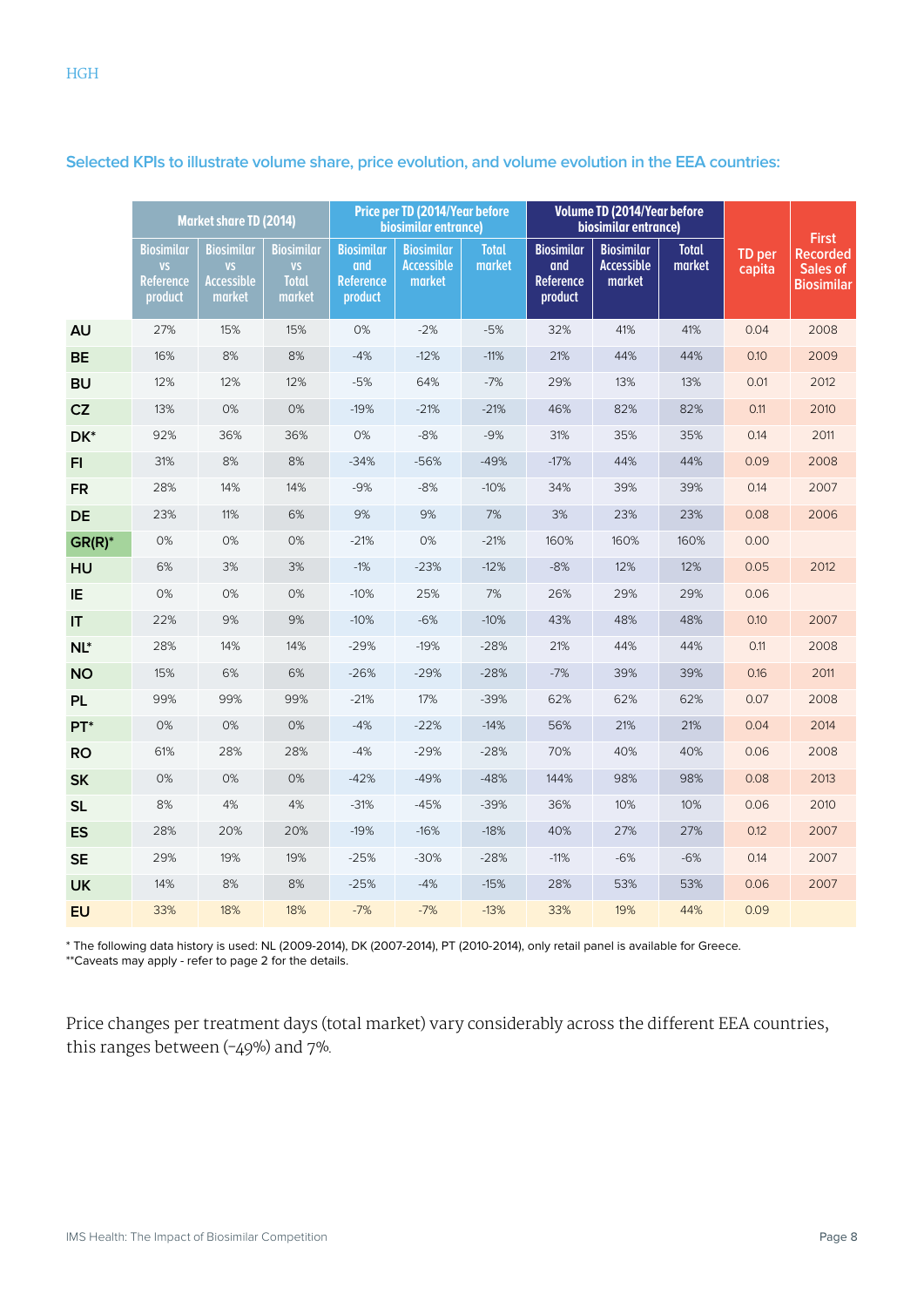HGH

### Selected KPIs to illustrate volume share, price evolution, and volume evolution in the EEA countries:

| | Market share TD (2014) | | | Price per TD (2014/Year before biosimilar entrance) | | | Volume TD (2014/Year before biosimilar entrance) | | | TD per capita | First Recorded Sales of Biosimilar |
|---|---|---|---|---|---|---|---|---|---|---|---|
| | Biosimilar vs Reference product | Biosimilar vs Accessible market | Biosimilar vs Total market | Biosimilar and Reference product | Biosimilar Accessible market | Total market | Biosimilar and Reference product | Biosimilar Accessible market | Total market | | |
| **AU** | 27% | 15% | 15% | 0% | -2% | -5% | 32% | 41% | 41% | 0.04 | 2008 |
| **BE** | 16% | 8% | 8% | -4% | -12% | -11% | 21% | 44% | 44% | 0.10 | 2009 |
| **BU** | 12% | 12% | 12% | -5% | 64% | -7% | 29% | 13% | 13% | 0.01 | 2012 |
| **CZ** | 13% | 0% | 0% | -19% | -21% | -21% | 46% | 82% | 82% | 0.11 | 2010 |
| **DK*** | 92% | 36% | 36% | 0% | -8% | -9% | 31% | 35% | 35% | 0.14 | 2011 |
| **FI** | 31% | 8% | 8% | -34% | -56% | -49% | -17% | 44% | 44% | 0.09 | 2008 |
| **FR** | 28% | 14% | 14% | -9% | -8% | -10% | 34% | 39% | 39% | 0.14 | 2007 |
| **DE** | 23% | 11% | 6% | 9% | 9% | 7% | 3% | 23% | 23% | 0.08 | 2006 |
| **GR(R)*** | 0% | 0% | 0% | -21% | 0% | -21% | 160% | 160% | 160% | 0.00 | |
| **HU** | 6% | 3% | 3% | -1% | -23% | -12% | -8% | 12% | 12% | 0.05 | 2012 |
| **IE** | 0% | 0% | 0% | -10% | 25% | 7% | 26% | 29% | 29% | 0.06 | |
| **IT** | 22% | 9% | 9% | -10% | -6% | -10% | 43% | 48% | 48% | 0.10 | 2007 |
| **NL*** | 28% | 14% | 14% | -29% | -19% | -28% | 21% | 44% | 44% | 0.11 | 2008 |
| **NO** | 15% | 6% | 6% | -26% | -29% | -28% | -7% | 39% | 39% | 0.16 | 2011 |
| **PL** | 99% | 99% | 99% | -21% | 17% | -39% | 62% | 62% | 62% | 0.07 | 2008 |
| **PT*** | 0% | 0% | 0% | -4% | -22% | -14% | 56% | 21% | 21% | 0.04 | 2014 |
| **RO** | 61% | 28% | 28% | -4% | -29% | -28% | 70% | 40% | 40% | 0.06 | 2008 |
| **SK** | 0% | 0% | 0% | -42% | -49% | -48% | 144% | 98% | 98% | 0.08 | 2013 |
| **SL** | 8% | 4% | 4% | -31% | -45% | -39% | 36% | 10% | 10% | 0.06 | 2010 |
| **ES** | 28% | 20% | 20% | -19% | -16% | -18% | 40% | 27% | 27% | 0.12 | 2007 |
| **SE** | 29% | 19% | 19% | -25% | -30% | -28% | -11% | -6% | -6% | 0.14 | 2007 |
| **UK** | 14% | 8% | 8% | -25% | -4% | -15% | 28% | 53% | 53% | 0.06 | 2007 |
| **EU** | 33% | 18% | 18% | -7% | -7% | -13% | 33% | 19% | 44% | 0.09 | |

\* The following data history is used: NL (2009-2014), DK (2007-2014), PT (2010-2014), only retail panel is available for Greece.
\*\*Caveats may apply - refer to page 2 for the details.

Price changes per treatment days (total market) vary considerably across the different EEA countries, this ranges between (-49%) and 7%.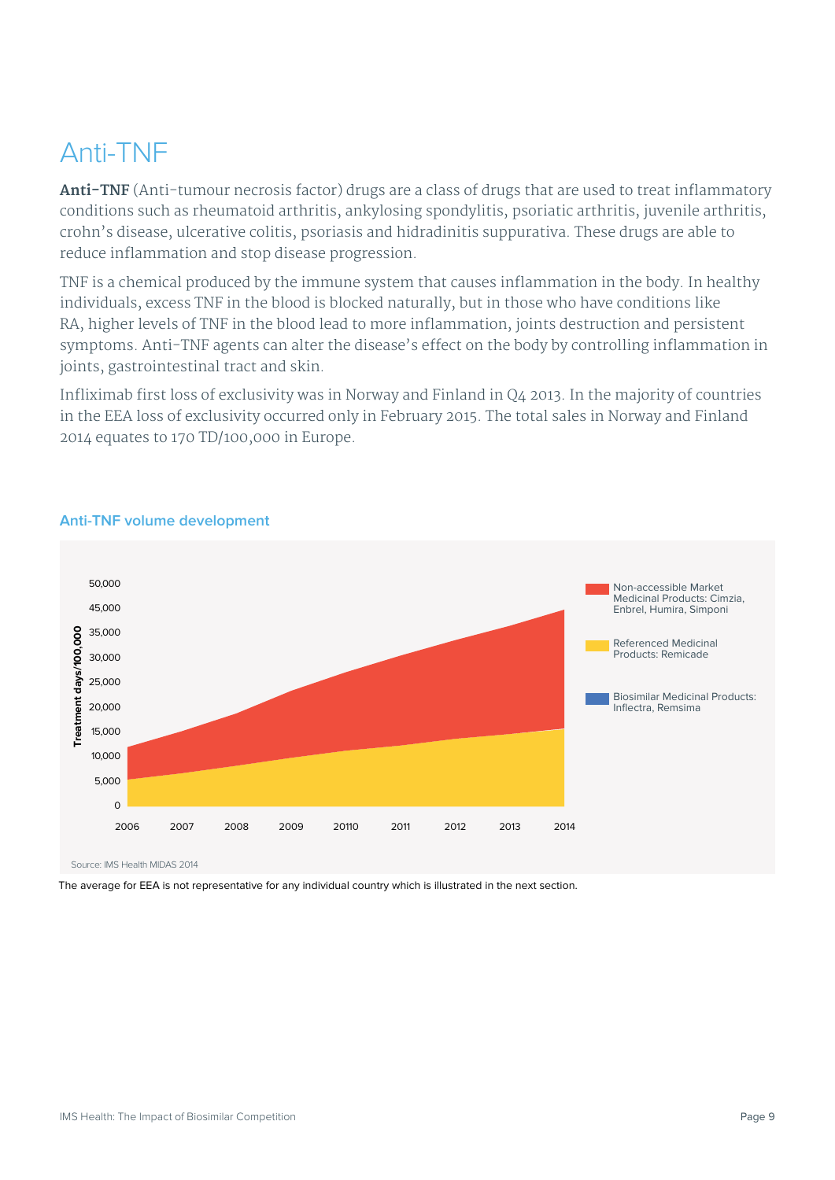# Anti-TNF

**Anti-TNF** (Anti-tumour necrosis factor) drugs are a class of drugs that are used to treat inflammatory conditions such as rheumatoid arthritis, ankylosing spondylitis, psoriatic arthritis, juvenile arthritis, crohn's disease, ulcerative colitis, psoriasis and hidradinitis suppurativa. These drugs are able to reduce inflammation and stop disease progression.

TNF is a chemical produced by the immune system that causes inflammation in the body. In healthy individuals, excess TNF in the blood is blocked naturally, but in those who have conditions like RA, higher levels of TNF in the blood lead to more inflammation, joints destruction and persistent symptoms. Anti-TNF agents can alter the disease's effect on the body by controlling inflammation in joints, gastrointestinal tract and skin.

Infliximab first loss of exclusivity was in Norway and Finland in Q4 2013. In the majority of countries in the EEA loss of exclusivity occurred only in February 2015. The total sales in Norway and Finland 2014 equates to 170 TD/100,000 in Europe.

## Anti-TNF volume development

Treatment days/100,000

50,000
45,000
35,000
30,000
25,000
20,000
15,000
10,000
5,000
0

2006 2007 2008 2009 20110 2011 2012 2013 2014

- Non-accessible Market Medicinal Products: Cimzia, Enbrel, Humira, Simponi
- Referenced Medicinal Products: Remicade
- Biosimilar Medicinal Products: Inflectra, Remsima

Source: IMS Health MIDAS 2014

The average for EEA is not representative for any individual country which is illustrated in the next section.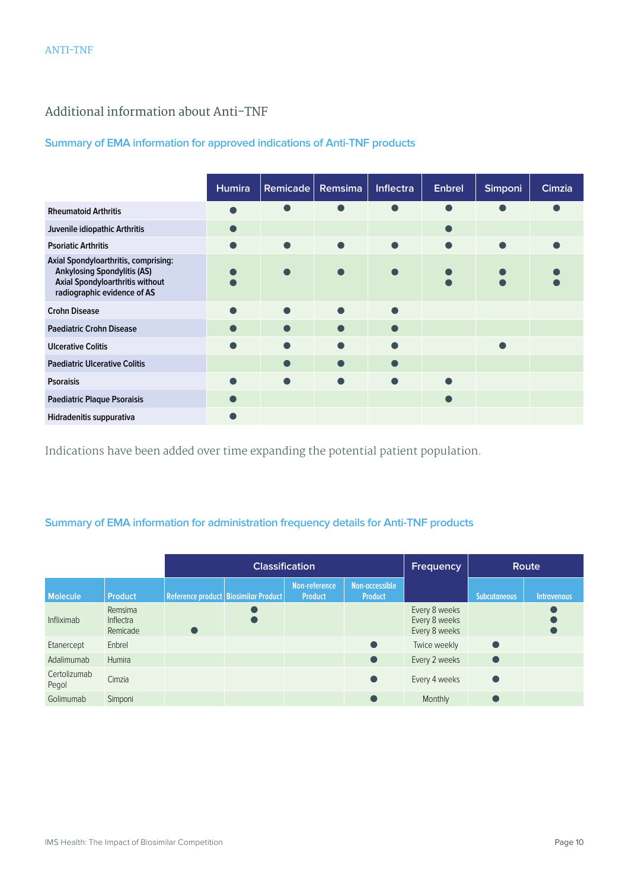ANTI-TNF

## Additional information about Anti-TNF

### Summary of EMA information for approved indications of Anti-TNF products

| | Humira | Remicade | Remsima | Inflectra | Enbrel | Simponi | Cimzia |
|---|---|---|---|---|---|---|---|
| Rheumatoid Arthritis | ● | ● | ● | ● | ● | ● | ● |
| Juvenile idiopathic Arthritis | ● | | | | ● | | |
| Psoriatic Arthritis | ● | ● | ● | ● | ● | ● | ● |
| Axial Spondyloarthritis, comprising: Ankylosing Spondylitis (AS) / Axial Spondyloarthritis without radiographic evidence of AS | ● ● | ● | ● | ● | ● ● | ● ● | ● ● |
| Crohn Disease | ● | ● | ● | ● | | | |
| Paediatric Crohn Disease | ● | ● | ● | ● | | | |
| Ulcerative Colitis | ● | ● | ● | ● | | ● | |
| Paediatric Ulcerative Colitis | | ● | ● | ● | | | |
| Psoraisis | ● | ● | ● | ● | ● | | |
| Paediatric Plaque Psoraisis | ● | | | | ● | | |
| Hidradenitis suppurativa | ● | | | | | | |

Indications have been added over time expanding the potential patient population.

### Summary of EMA information for administration frequency details for Anti-TNF products

| | | Classification | | | | Frequency | Route | |
|---|---|---|---|---|---|---|---|---|
| Molecule | Product | Reference product | Biosimilar Product | Non-reference Product | Non-accessible Product | | Subcutaneous | Intravenous |
| Infliximab | Remsima<br>Inflectra<br>Remicade | <br><br>● | ●<br>● | | | Every 8 weeks<br>Every 8 weeks<br>Every 8 weeks | | ●<br>●<br>● |
| Etanercept | Enbrel | | | | ● | Twice weekly | ● | |
| Adalimumab | Humira | | | | ● | Every 2 weeks | ● | |
| Certolizumab Pegol | Cimzia | | | | ● | Every 4 weeks | ● | |
| Golimumab | Simponi | | | | ● | Monthly | ● | |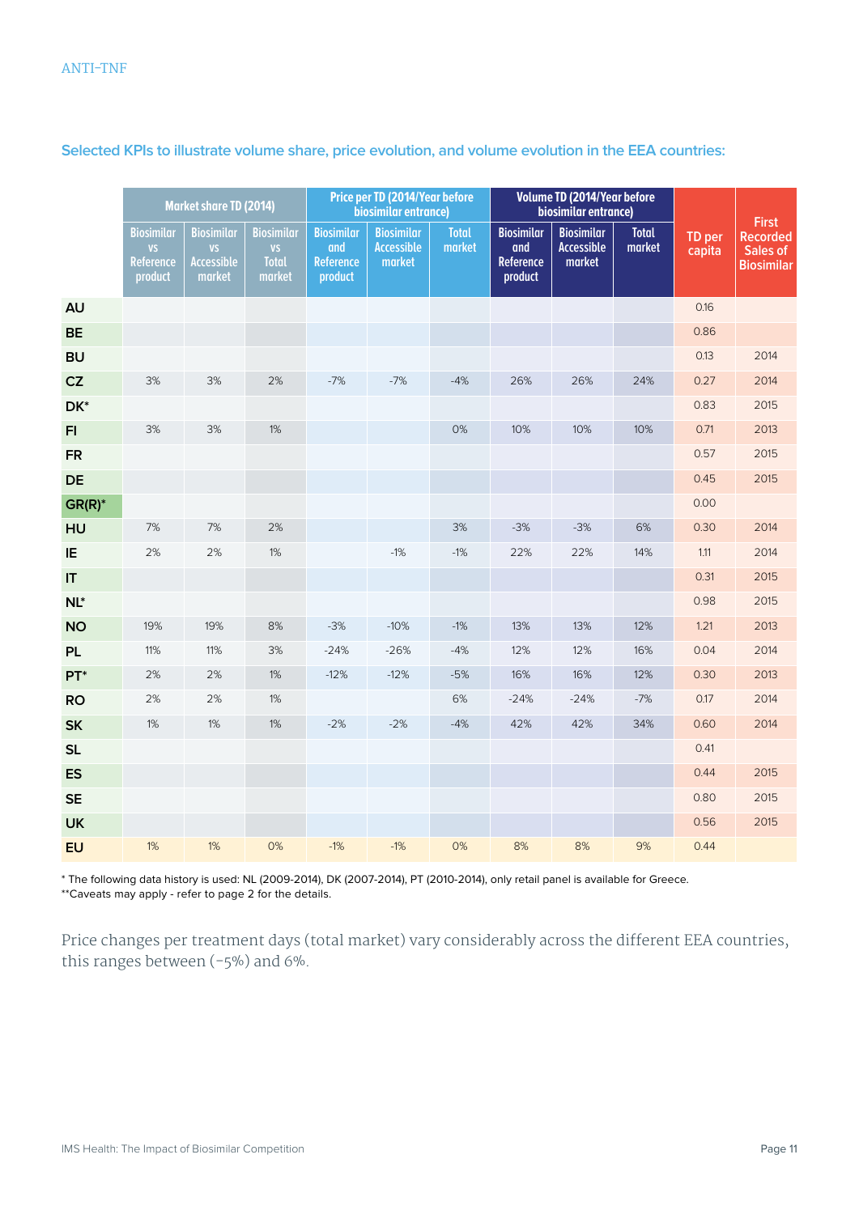ANTI-TNF

### Selected KPIs to illustrate volume share, price evolution, and volume evolution in the EEA countries:

| | Market share TD (2014) | | | Price per TD (2014/Year before biosimilar entrance) | | | Volume TD (2014/Year before biosimilar entrance) | | | TD per capita | First Recorded Sales of Biosimilar |
|---|---|---|---|---|---|---|---|---|---|---|---|
| | Biosimilar vs Reference product | Biosimilar vs Accessible market | Biosimilar vs Total market | Biosimilar and Reference product | Biosimilar Accessible market | Total market | Biosimilar and Reference product | Biosimilar Accessible market | Total market | | |
| AU | | | | | | | | | | 0.16 | |
| BE | | | | | | | | | | 0.86 | |
| BU | | | | | | | | | | 0.13 | 2014 |
| CZ | 3% | 3% | 2% | -7% | -7% | -4% | 26% | 26% | 24% | 0.27 | 2014 |
| DK* | | | | | | | | | | 0.83 | 2015 |
| FI | 3% | 3% | 1% | | | 0% | 10% | 10% | 10% | 0.71 | 2013 |
| FR | | | | | | | | | | 0.57 | 2015 |
| DE | | | | | | | | | | 0.45 | 2015 |
| GR(R)* | | | | | | | | | | 0.00 | |
| HU | 7% | 7% | 2% | | | 3% | -3% | -3% | 6% | 0.30 | 2014 |
| IE | 2% | 2% | 1% | | -1% | -1% | 22% | 22% | 14% | 1.11 | 2014 |
| IT | | | | | | | | | | 0.31 | 2015 |
| NL* | | | | | | | | | | 0.98 | 2015 |
| NO | 19% | 19% | 8% | -3% | -10% | -1% | 13% | 13% | 12% | 1.21 | 2013 |
| PL | 11% | 11% | 3% | -24% | -26% | -4% | 12% | 12% | 16% | 0.04 | 2014 |
| PT* | 2% | 2% | 1% | -12% | -12% | -5% | 16% | 16% | 12% | 0.30 | 2013 |
| RO | 2% | 2% | 1% | | | 6% | -24% | -24% | -7% | 0.17 | 2014 |
| SK | 1% | 1% | 1% | -2% | -2% | -4% | 42% | 42% | 34% | 0.60 | 2014 |
| SL | | | | | | | | | | 0.41 | |
| ES | | | | | | | | | | 0.44 | 2015 |
| SE | | | | | | | | | | 0.80 | 2015 |
| UK | | | | | | | | | | 0.56 | 2015 |
| EU | 1% | 1% | 0% | -1% | -1% | 0% | 8% | 8% | 9% | 0.44 | |

\* The following data history is used: NL (2009-2014), DK (2007-2014), PT (2010-2014), only retail panel is available for Greece.
\*\*Caveats may apply - refer to page 2 for the details.

Price changes per treatment days (total market) vary considerably across the different EEA countries, this ranges between (-5%) and 6%.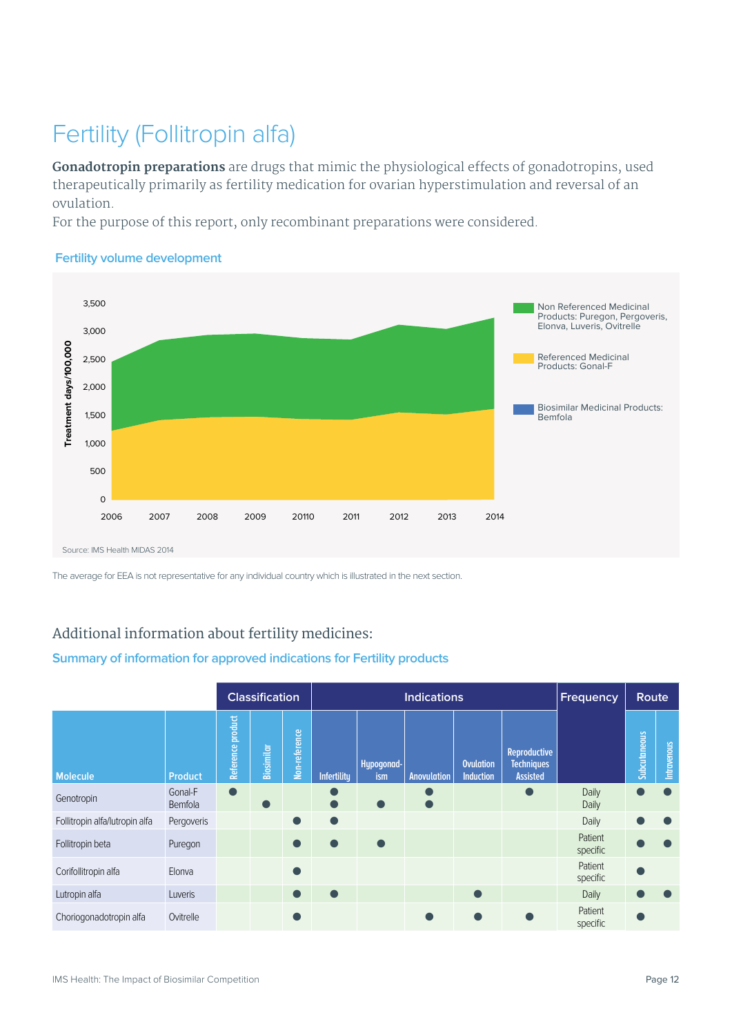# Fertility (Follitropin alfa)

**Gonadotropin preparations** are drugs that mimic the physiological effects of gonadotropins, used therapeutically primarily as fertility medication for ovarian hyperstimulation and reversal of an ovulation.

For the purpose of this report, only recombinant preparations were considered.

### Fertility volume development

Treatment days/100,000

3,500
3,000
2,500
2,000
1,500
1,000
500
0

2006 2007 2008 2009 20110 2011 2012 2013 2014

Non Referenced Medicinal Products: Puregon, Pergoveris, Elonva, Luveris, Ovitrelle

Referenced Medicinal Products: Gonal-F

Biosimilar Medicinal Products: Bemfola

Source: IMS Health MIDAS 2014

The average for EEA is not representative for any individual country which is illustrated in the next section.

## Additional information about fertility medicines:

### Summary of information for approved indications for Fertility products

| | | Classification | | | Indications | | | | | Frequency | Route | |
|---|---|---|---|---|---|---|---|---|---|---|---|---|
| Molecule | Product | Reference product | Biosimilar | Non-reference | Infertility | Hypogonad-ism | Anovulation | Ovulation Induction | Reproductive Techniques Assisted | | Subcutaneous | Intravenous |
| Genotropin | Gonal-F | ● | | | ● | | ● | | ● | Daily | ● | ● |
| | Bemfola | | ● | | ● | ● | ● | | | Daily | | |
| Follitropin alfa/lutropin alfa | Pergoveris | | | ● | ● | | | | | Daily | ● | ● |
| Follitropin beta | Puregon | | | ● | ● | ● | | | | Patient specific | ● | ● |
| Corifollitropin alfa | Elonva | | | ● | | | | | | Patient specific | ● | |
| Lutropin alfa | Luveris | | | ● | ● | | | ● | | Daily | ● | ● |
| Choriogonadotropin alfa | Ovitrelle | | | ● | | | ● | ● | ● | Patient specific | ● | |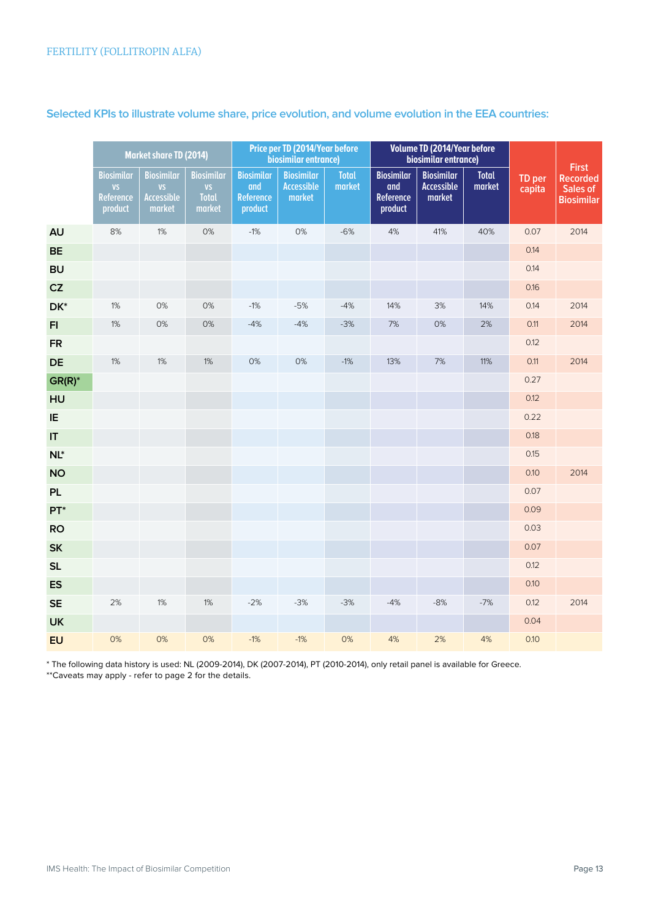FERTILITY (FOLLITROPIN ALFA)

## Selected KPIs to illustrate volume share, price evolution, and volume evolution in the EEA countries:

| | Market share TD (2014) | | | Price per TD (2014/Year before biosimilar entrance) | | | Volume TD (2014/Year before biosimilar entrance) | | | TD per capita | First Recorded Sales of Biosimilar |
|---|---|---|---|---|---|---|---|---|---|---|---|
| | Biosimilar vs Reference product | Biosimilar vs Accessible market | Biosimilar vs Total market | Biosimilar and Reference product | Biosimilar Accessible market | Total market | Biosimilar and Reference product | Biosimilar Accessible market | Total market | | |
| AU | 8% | 1% | 0% | -1% | 0% | -6% | 4% | 41% | 40% | 0.07 | 2014 |
| BE | | | | | | | | | | 0.14 | |
| BU | | | | | | | | | | 0.14 | |
| CZ | | | | | | | | | | 0.16 | |
| DK* | 1% | 0% | 0% | -1% | -5% | -4% | 14% | 3% | 14% | 0.14 | 2014 |
| FI | 1% | 0% | 0% | -4% | -4% | -3% | 7% | 0% | 2% | 0.11 | 2014 |
| FR | | | | | | | | | | 0.12 | |
| DE | 1% | 1% | 1% | 0% | 0% | -1% | 13% | 7% | 11% | 0.11 | 2014 |
| GR(R)* | | | | | | | | | | 0.27 | |
| HU | | | | | | | | | | 0.12 | |
| IE | | | | | | | | | | 0.22 | |
| IT | | | | | | | | | | 0.18 | |
| NL* | | | | | | | | | | 0.15 | |
| NO | | | | | | | | | | 0.10 | 2014 |
| PL | | | | | | | | | | 0.07 | |
| PT* | | | | | | | | | | 0.09 | |
| RO | | | | | | | | | | 0.03 | |
| SK | | | | | | | | | | 0.07 | |
| SL | | | | | | | | | | 0.12 | |
| ES | | | | | | | | | | 0.10 | |
| SE | 2% | 1% | 1% | -2% | -3% | -3% | -4% | -8% | -7% | 0.12 | 2014 |
| UK | | | | | | | | | | 0.04 | |
| EU | 0% | 0% | 0% | -1% | -1% | 0% | 4% | 2% | 4% | 0.10 | |

* The following data history is used: NL (2009-2014), DK (2007-2014), PT (2010-2014), only retail panel is available for Greece.
**Caveats may apply - refer to page 2 for the details.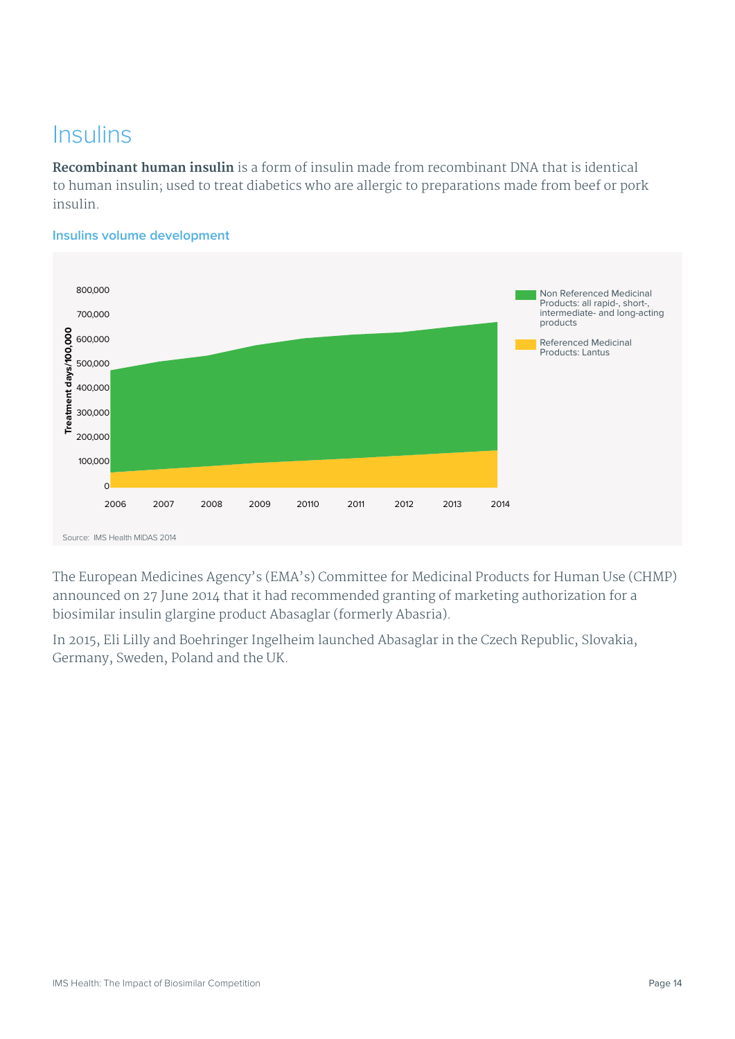# Insulins

**Recombinant human insulin** is a form of insulin made from recombinant DNA that is identical to human insulin; used to treat diabetics who are allergic to preparations made from beef or pork insulin.

### Insulins volume development

Source: IMS Health MIDAS 2014

The European Medicines Agency's (EMA's) Committee for Medicinal Products for Human Use (CHMP) announced on 27 June 2014 that it had recommended granting of marketing authorization for a biosimilar insulin glargine product Abasaglar (formerly Abasria).

In 2015, Eli Lilly and Boehringer Ingelheim launched Abasaglar in the Czech Republic, Slovakia, Germany, Sweden, Poland and the UK.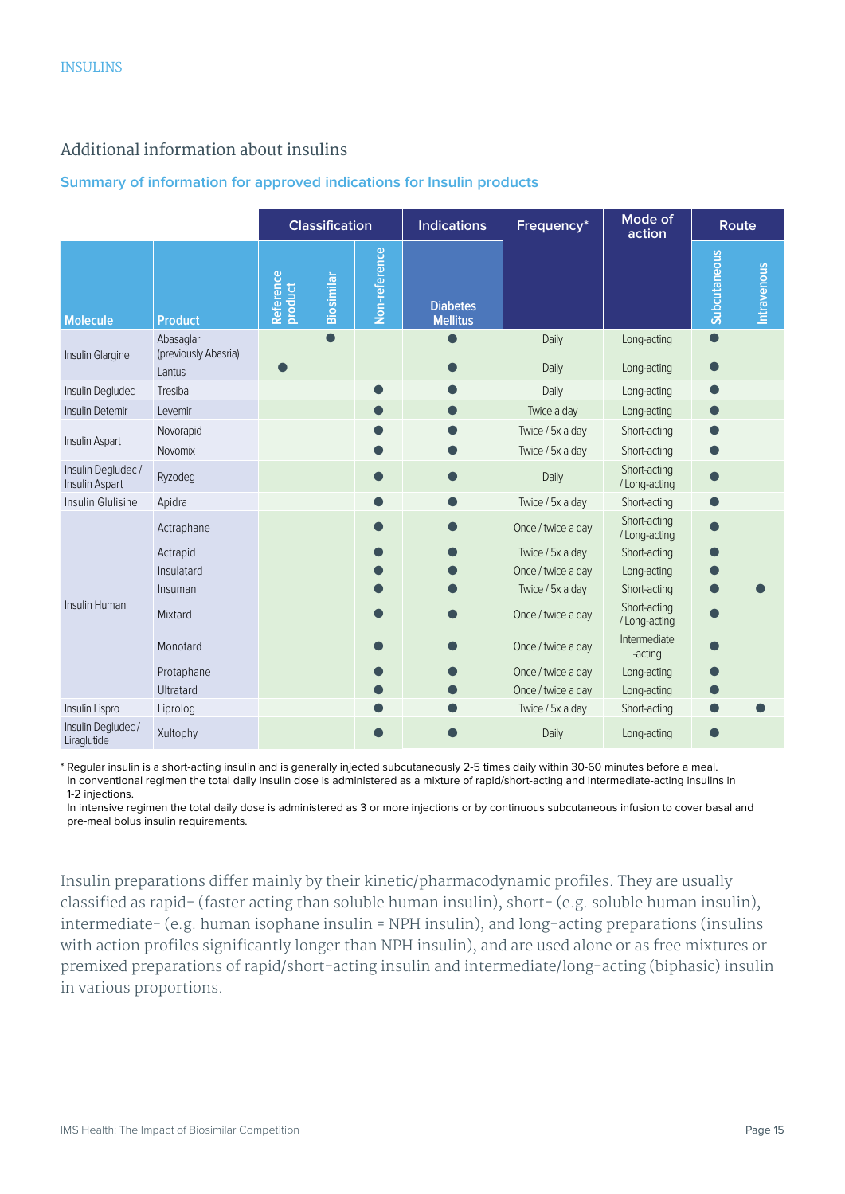## Additional information about insulins

### Summary of information for approved indications for Insulin products

| | | Classification | | | Indications | Frequency* | Mode of action | Route | |
|---|---|---|---|---|---|---|---|---|---|
| Molecule | Product | Reference product | Biosimilar | Non-reference | Diabetes Mellitus | | | Subcutaneous | Intravenous |
| Insulin Glargine | Abasaglar (previously Abasria) | | ● | | ● | Daily | Long-acting | ● | |
| | Lantus | ● | | | ● | Daily | Long-acting | ● | |
| Insulin Degludec | Tresiba | | | ● | ● | Daily | Long-acting | ● | |
| Insulin Detemir | Levemir | | | ● | ● | Twice a day | Long-acting | ● | |
| Insulin Aspart | Novorapid | | | ● | ● | Twice / 5x a day | Short-acting | ● | |
| | Novomix | | | ● | ● | Twice / 5x a day | Short-acting | ● | |
| Insulin Degludec / Insulin Aspart | Ryzodeg | | | ● | ● | Daily | Short-acting / Long-acting | ● | |
| Insulin Glulisine | Apidra | | | ● | ● | Twice / 5x a day | Short-acting | ● | |
| Insulin Human | Actraphane | | | ● | ● | Once / twice a day | Short-acting / Long-acting | ● | |
| | Actrapid | | | ● | ● | Twice / 5x a day | Short-acting | ● | |
| | Insulatard | | | ● | ● | Once / twice a day | Long-acting | ● | |
| | Insuman | | | ● | ● | Twice / 5x a day | Short-acting | ● | ● |
| | Mixtard | | | ● | ● | Once / twice a day | Short-acting / Long-acting | ● | |
| | Monotard | | | ● | ● | Once / twice a day | Intermediate -acting | ● | |
| | Protaphane | | | ● | ● | Once / twice a day | Long-acting | ● | |
| | Ultratard | | | ● | ● | Once / twice a day | Long-acting | ● | |
| Insulin Lispro | Liprolog | | | ● | ● | Twice / 5x a day | Short-acting | ● | ● |
| Insulin Degludec / Liraglutide | Xultophy | | | ● | ● | Daily | Long-acting | ● | |

* Regular insulin is a short-acting insulin and is generally injected subcutaneously 2-5 times daily within 30-60 minutes before a meal.
In conventional regimen the total daily insulin dose is administered as a mixture of rapid/short-acting and intermediate-acting insulins in 1-2 injections.
In intensive regimen the total daily dose is administered as 3 or more injections or by continuous subcutaneous infusion to cover basal and pre-meal bolus insulin requirements.

Insulin preparations differ mainly by their kinetic/pharmacodynamic profiles. They are usually classified as rapid- (faster acting than soluble human insulin), short- (e.g. soluble human insulin), intermediate- (e.g. human isophane insulin = NPH insulin), and long-acting preparations (insulins with action profiles significantly longer than NPH insulin), and are used alone or as free mixtures or premixed preparations of rapid/short-acting insulin and intermediate/long-acting (biphasic) insulin in various proportions.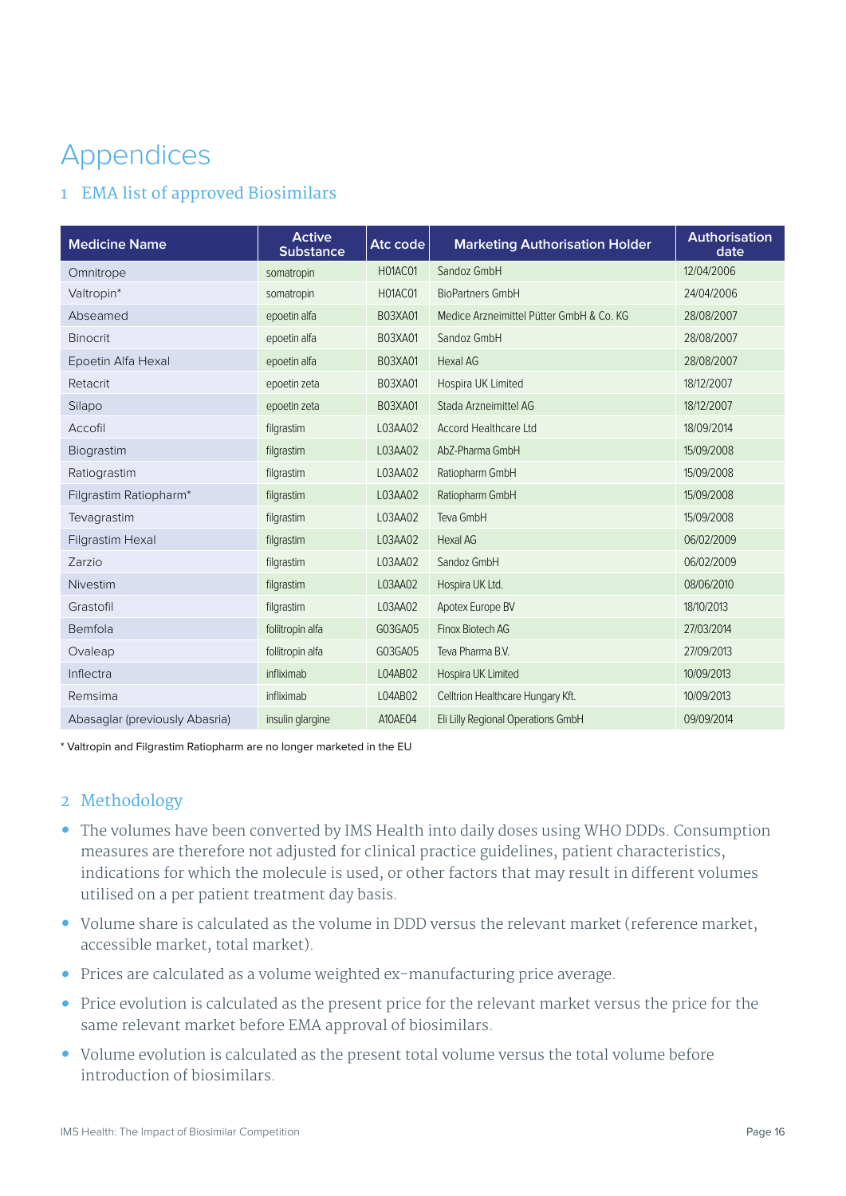# Appendices

## 1 EMA list of approved Biosimilars

| Medicine Name | Active Substance | Atc code | Marketing Authorisation Holder | Authorisation date |
|---|---|---|---|---|
| Omnitrope | somatropin | H01AC01 | Sandoz GmbH | 12/04/2006 |
| Valtropin* | somatropin | H01AC01 | BioPartners GmbH | 24/04/2006 |
| Abseamed | epoetin alfa | B03XA01 | Medice Arzneimittel Pütter GmbH & Co. KG | 28/08/2007 |
| Binocrit | epoetin alfa | B03XA01 | Sandoz GmbH | 28/08/2007 |
| Epoetin Alfa Hexal | epoetin alfa | B03XA01 | Hexal AG | 28/08/2007 |
| Retacrit | epoetin zeta | B03XA01 | Hospira UK Limited | 18/12/2007 |
| Silapo | epoetin zeta | B03XA01 | Stada Arzneimittel AG | 18/12/2007 |
| Accofil | filgrastim | L03AA02 | Accord Healthcare Ltd | 18/09/2014 |
| Biograstim | filgrastim | L03AA02 | AbZ-Pharma GmbH | 15/09/2008 |
| Ratiograstim | filgrastim | L03AA02 | Ratiopharm GmbH | 15/09/2008 |
| Filgrastim Ratiopharm* | filgrastim | L03AA02 | Ratiopharm GmbH | 15/09/2008 |
| Tevagrastim | filgrastim | L03AA02 | Teva GmbH | 15/09/2008 |
| Filgrastim Hexal | filgrastim | L03AA02 | Hexal AG | 06/02/2009 |
| Zarzio | filgrastim | L03AA02 | Sandoz GmbH | 06/02/2009 |
| Nivestim | filgrastim | L03AA02 | Hospira UK Ltd. | 08/06/2010 |
| Grastofil | filgrastim | L03AA02 | Apotex Europe BV | 18/10/2013 |
| Bemfola | follitropin alfa | G03GA05 | Finox Biotech AG | 27/03/2014 |
| Ovaleap | follitropin alfa | G03GA05 | Teva Pharma B.V. | 27/09/2013 |
| Inflectra | infliximab | L04AB02 | Hospira UK Limited | 10/09/2013 |
| Remsima | infliximab | L04AB02 | Celltrion Healthcare Hungary Kft. | 10/09/2013 |
| Abasaglar (previously Abasria) | insulin glargine | A10AE04 | Eli Lilly Regional Operations GmbH | 09/09/2014 |

\* Valtropin and Filgrastim Ratiopharm are no longer marketed in the EU

## 2 Methodology

- The volumes have been converted by IMS Health into daily doses using WHO DDDs. Consumption measures are therefore not adjusted for clinical practice guidelines, patient characteristics, indications for which the molecule is used, or other factors that may result in different volumes utilised on a per patient treatment day basis.
- Volume share is calculated as the volume in DDD versus the relevant market (reference market, accessible market, total market).
- Prices are calculated as a volume weighted ex-manufacturing price average.
- Price evolution is calculated as the present price for the relevant market versus the price for the same relevant market before EMA approval of biosimilars.
- Volume evolution is calculated as the present total volume versus the total volume before introduction of biosimilars.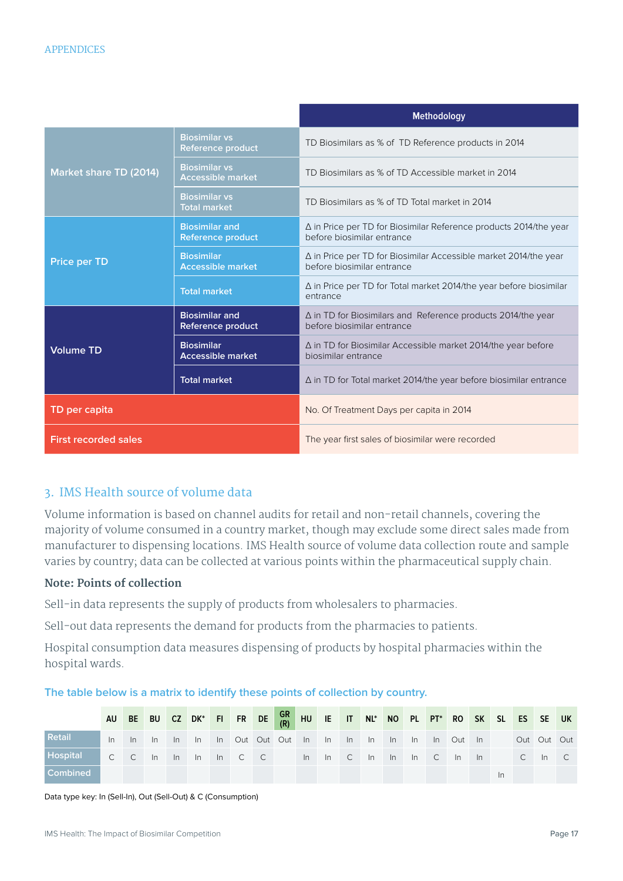APPENDICES

| | | Methodology |
|---|---|---|
| Market share TD (2014) | Biosimilar vs Reference product | TD Biosimilars as % of TD Reference products in 2014 |
| | Biosimilar vs Accessible market | TD Biosimilars as % of TD Accessible market in 2014 |
| | Biosimilar vs Total market | TD Biosimilars as % of TD Total market in 2014 |
| Price per TD | Biosimilar and Reference product | Δ in Price per TD for Biosimilar Reference products 2014/the year before biosimilar entrance |
| | Biosimilar Accessible market | Δ in Price per TD for Biosimilar Accessible market 2014/the year before biosimilar entrance |
| | Total market | Δ in Price per TD for Total market 2014/the year before biosimilar entrance |
| Volume TD | Biosimilar and Reference product | Δ in TD for Biosimilars and Reference products 2014/the year before biosimilar entrance |
| | Biosimilar Accessible market | Δ in TD for Biosimilar Accessible market 2014/the year before biosimilar entrance |
| | Total market | Δ in TD for Total market 2014/the year before biosimilar entrance |
| TD per capita | | No. Of Treatment Days per capita in 2014 |
| First recorded sales | | The year first sales of biosimilar were recorded |

## 3. IMS Health source of volume data

Volume information is based on channel audits for retail and non-retail channels, covering the majority of volume consumed in a country market, though may exclude some direct sales made from manufacturer to dispensing locations. IMS Health source of volume data collection route and sample varies by country; data can be collected at various points within the pharmaceutical supply chain.

**Note: Points of collection**

Sell-in data represents the supply of products from wholesalers to pharmacies.

Sell-out data represents the demand for products from the pharmacies to patients.

Hospital consumption data measures dispensing of products by hospital pharmacies within the hospital wards.

The table below is a matrix to identify these points of collection by country.

| | AU | BE | BU | CZ | DK* | FI | FR | DE | GR (R) | HU | IE | IT | NL* | NO | PL | PT* | RO | SK | SL | ES | SE | UK |
|---|---|---|---|---|---|---|---|---|---|---|---|---|---|---|---|---|---|---|---|---|---|---|
| Retail | In | In | In | In | In | In | Out | Out | Out | In | In | In | In | In | In | In | Out | In | | Out | Out | Out |
| Hospital | C | C | In | In | In | In | C | C | | In | In | C | In | In | In | C | In | In | | C | In | C |
| Combined | | | | | | | | | | | | | | | | | | | In | | | |

Data type key: In (Sell-In), Out (Sell-Out) & C (Consumption)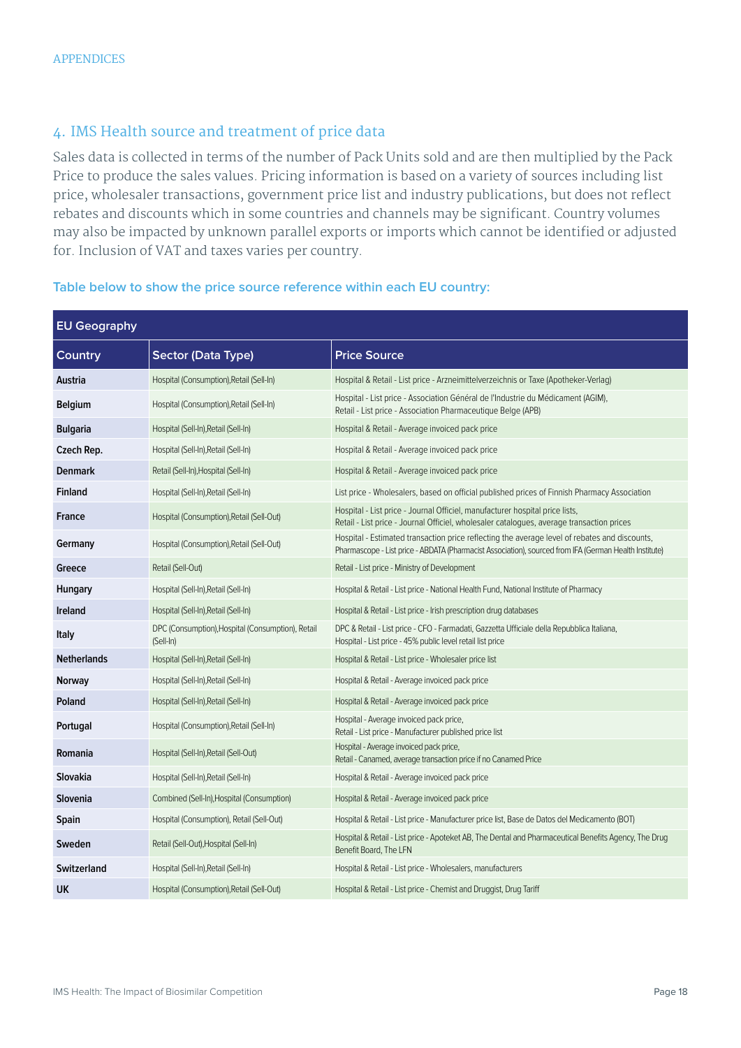APPENDICES

## 4. IMS Health source and treatment of price data

Sales data is collected in terms of the number of Pack Units sold and are then multiplied by the Pack Price to produce the sales values. Pricing information is based on a variety of sources including list price, wholesaler transactions, government price list and industry publications, but does not reflect rebates and discounts which in some countries and channels may be significant. Country volumes may also be impacted by unknown parallel exports or imports which cannot be identified or adjusted for. Inclusion of VAT and taxes varies per country.

**Table below to show the price source reference within each EU country:**

| EU Geography | | |
|---|---|---|
| **Country** | **Sector (Data Type)** | **Price Source** |
| **Austria** | Hospital (Consumption),Retail (Sell-In) | Hospital & Retail - List price - Arzneimittelverzeichnis or Taxe (Apotheker-Verlag) |
| **Belgium** | Hospital (Consumption),Retail (Sell-In) | Hospital - List price - Association Général de l'Industrie du Médicament (AGIM), Retail - List price - Association Pharmaceutique Belge (APB) |
| **Bulgaria** | Hospital (Sell-In),Retail (Sell-In) | Hospital & Retail - Average invoiced pack price |
| **Czech Rep.** | Hospital (Sell-In),Retail (Sell-In) | Hospital & Retail - Average invoiced pack price |
| **Denmark** | Retail (Sell-In),Hospital (Sell-In) | Hospital & Retail - Average invoiced pack price |
| **Finland** | Hospital (Sell-In),Retail (Sell-In) | List price - Wholesalers, based on official published prices of Finnish Pharmacy Association |
| **France** | Hospital (Consumption),Retail (Sell-Out) | Hospital - List price - Journal Officiel, manufacturer hospital price lists, Retail - List price - Journal Officiel, wholesaler catalogues, average transaction prices |
| **Germany** | Hospital (Consumption),Retail (Sell-Out) | Hospital - Estimated transaction price reflecting the average level of rebates and discounts, Pharmascope - List price - ABDATA (Pharmacist Association), sourced from IFA (German Health Institute) |
| **Greece** | Retail (Sell-Out) | Retail - List price - Ministry of Development |
| **Hungary** | Hospital (Sell-In),Retail (Sell-In) | Hospital & Retail - List price - National Health Fund, National Institute of Pharmacy |
| **Ireland** | Hospital (Sell-In),Retail (Sell-In) | Hospital & Retail - List price - Irish prescription drug databases |
| **Italy** | DPC (Consumption),Hospital (Consumption), Retail (Sell-In) | DPC & Retail - List price - CFO - Farmadati, Gazzetta Ufficiale della Repubblica Italiana, Hospital - List price - 45% public level retail list price |
| **Netherlands** | Hospital (Sell-In),Retail (Sell-In) | Hospital & Retail - List price - Wholesaler price list |
| **Norway** | Hospital (Sell-In),Retail (Sell-In) | Hospital & Retail - Average invoiced pack price |
| **Poland** | Hospital (Sell-In),Retail (Sell-In) | Hospital & Retail - Average invoiced pack price |
| **Portugal** | Hospital (Consumption),Retail (Sell-In) | Hospital - Average invoiced pack price, Retail - List price - Manufacturer published price list |
| **Romania** | Hospital (Sell-In),Retail (Sell-Out) | Hospital - Average invoiced pack price, Retail - Canamed, average transaction price if no Canamed Price |
| **Slovakia** | Hospital (Sell-In),Retail (Sell-In) | Hospital & Retail - Average invoiced pack price |
| **Slovenia** | Combined (Sell-In),Hospital (Consumption) | Hospital & Retail - Average invoiced pack price |
| **Spain** | Hospital (Consumption), Retail (Sell-Out) | Hospital & Retail - List price - Manufacturer price list, Base de Datos del Medicamento (BOT) |
| **Sweden** | Retail (Sell-Out),Hospital (Sell-In) | Hospital & Retail - List price - Apoteket AB, The Dental and Pharmaceutical Benefits Agency, The Drug Benefit Board, The LFN |
| **Switzerland** | Hospital (Sell-In),Retail (Sell-In) | Hospital & Retail - List price - Wholesalers, manufacturers |
| **UK** | Hospital (Consumption),Retail (Sell-Out) | Hospital & Retail - List price - Chemist and Druggist, Drug Tariff |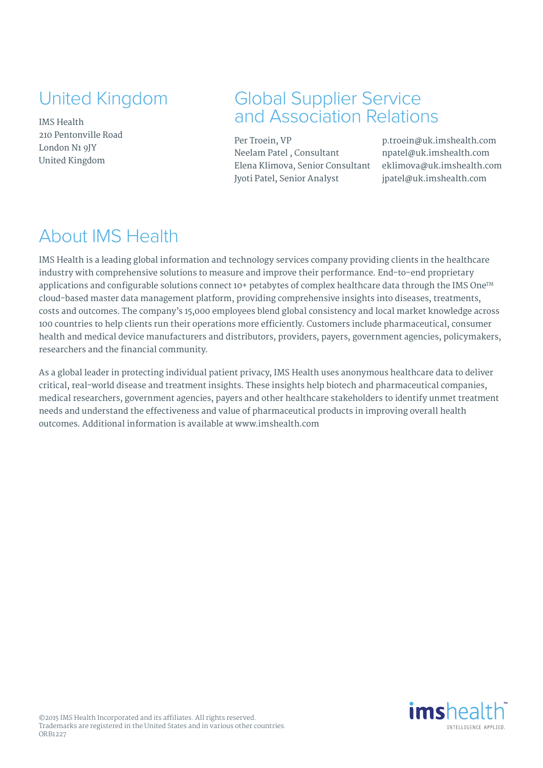## United Kingdom

IMS Health
210 Pentonville Road
London N1 9JY
United Kingdom

## Global Supplier Service and Association Relations

| | |
|---|---|
| Per Troein, VP | p.troein@uk.imshealth.com |
| Neelam Patel , Consultant | npatel@uk.imshealth.com |
| Elena Klimova, Senior Consultant | eklimova@uk.imshealth.com |
| Jyoti Patel, Senior Analyst | jpatel@uk.imshealth.com |

## About IMS Health

IMS Health is a leading global information and technology services company providing clients in the healthcare industry with comprehensive solutions to measure and improve their performance. End-to-end proprietary applications and configurable solutions connect 10+ petabytes of complex healthcare data through the IMS One™ cloud-based master data management platform, providing comprehensive insights into diseases, treatments, costs and outcomes. The company's 15,000 employees blend global consistency and local market knowledge across 100 countries to help clients run their operations more efficiently. Customers include pharmaceutical, consumer health and medical device manufacturers and distributors, providers, payers, government agencies, policymakers, researchers and the financial community.

As a global leader in protecting individual patient privacy, IMS Health uses anonymous healthcare data to deliver critical, real-world disease and treatment insights. These insights help biotech and pharmaceutical companies, medical researchers, government agencies, payers and other healthcare stakeholders to identify unmet treatment needs and understand the effectiveness and value of pharmaceutical products in improving overall health outcomes. Additional information is available at www.imshealth.com

©2015 IMS Health Incorporated and its affiliates. All rights reserved.
Trademarks are registered in the United States and in various other countries.
ORB1227

imshealth™
INTELLIGENCE APPLIED.